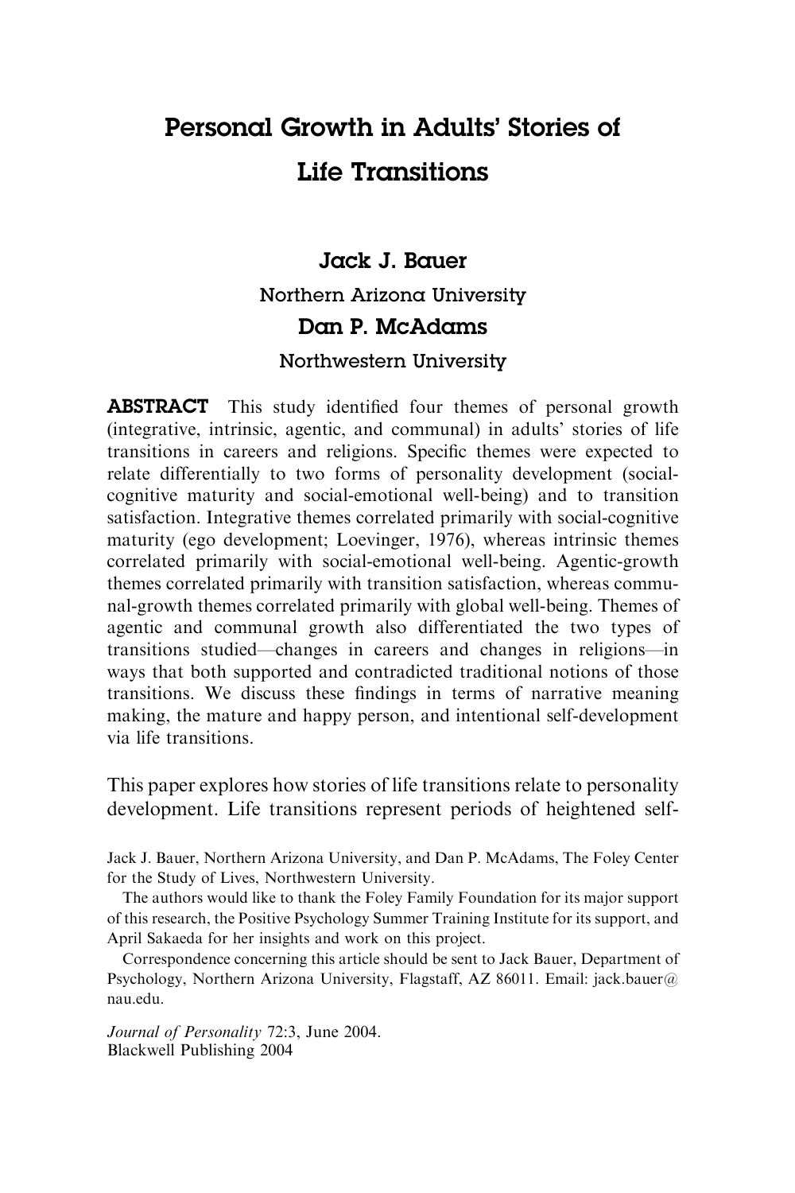# Personal Growth in Adults' Stories of Life Transitions

**Jack J. Bauer**

Northern Arizona University

**Dan P. McAdams**

Northwestern University

**ABSTRACT** This study identified four themes of personal growth (integrative, intrinsic, agentic, and communal) in adults' stories of life transitions in careers and religions. Specific themes were expected to relate differentially to two forms of personality development (social-cognitive maturity and social-emotional well-being) and to transition satisfaction. Integrative themes correlated primarily with social-cognitive maturity (ego development; Loevinger, 1976), whereas intrinsic themes correlated primarily with social-emotional well-being. Agentic-growth themes correlated primarily with transition satisfaction, whereas communal-growth themes correlated primarily with global well-being. Themes of agentic and communal growth also differentiated the two types of transitions studied—changes in careers and changes in religions—in ways that both supported and contradicted traditional notions of those transitions. We discuss these findings in terms of narrative meaning making, the mature and happy person, and intentional self-development via life transitions.

This paper explores how stories of life transitions relate to personality development. Life transitions represent periods of heightened self-

Jack J. Bauer, Northern Arizona University, and Dan P. McAdams, The Foley Center for the Study of Lives, Northwestern University.

The authors would like to thank the Foley Family Foundation for its major support of this research, the Positive Psychology Summer Training Institute for its support, and April Sakaeda for her insights and work on this project.

Correspondence concerning this article should be sent to Jack Bauer, Department of Psychology, Northern Arizona University, Flagstaff, AZ 86011. Email: jack.bauer@nau.edu.

*Journal of Personality* 72:3, June 2004.
Blackwell Publishing 2004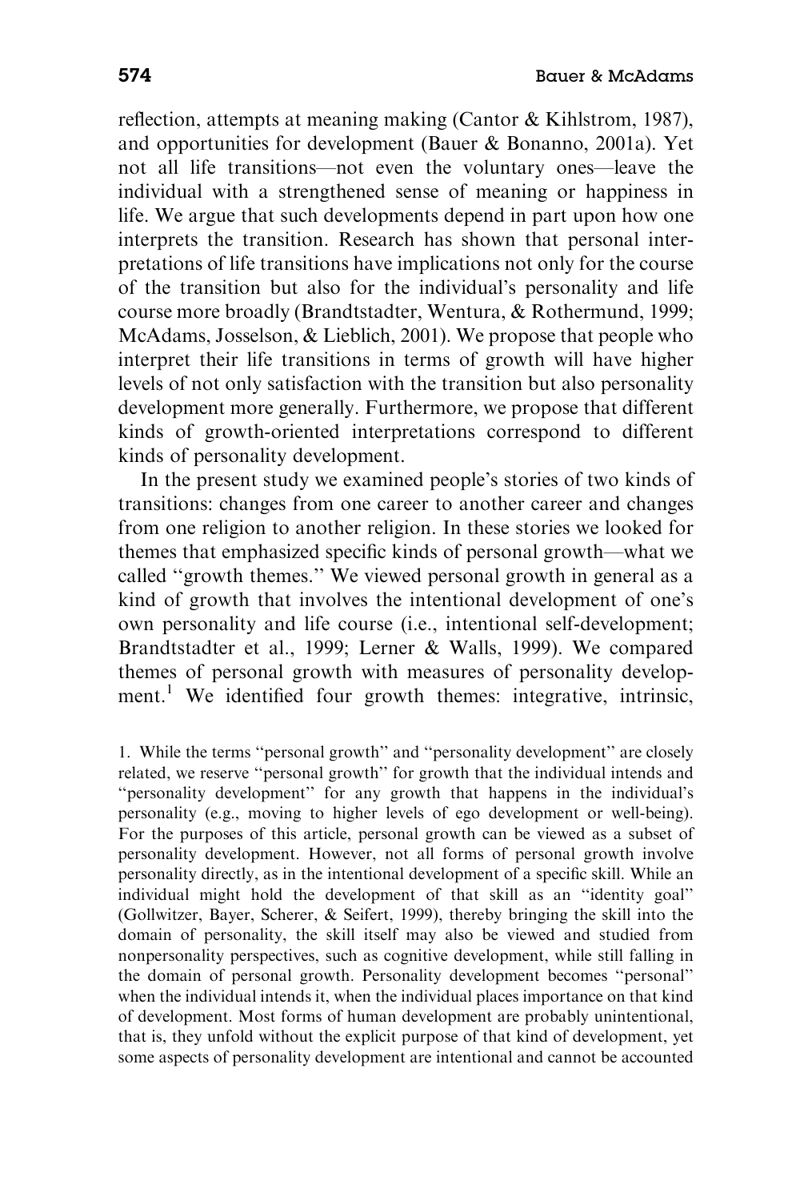reflection, attempts at meaning making (Cantor & Kihlstrom, 1987), and opportunities for development (Bauer & Bonanno, 2001a). Yet not all life transitions—not even the voluntary ones—leave the individual with a strengthened sense of meaning or happiness in life. We argue that such developments depend in part upon how one interprets the transition. Research has shown that personal interpretations of life transitions have implications not only for the course of the transition but also for the individual's personality and life course more broadly (Brandtstadter, Wentura, & Rothermund, 1999; McAdams, Josselson, & Lieblich, 2001). We propose that people who interpret their life transitions in terms of growth will have higher levels of not only satisfaction with the transition but also personality development more generally. Furthermore, we propose that different kinds of growth-oriented interpretations correspond to different kinds of personality development.

In the present study we examined people's stories of two kinds of transitions: changes from one career to another career and changes from one religion to another religion. In these stories we looked for themes that emphasized specific kinds of personal growth—what we called "growth themes." We viewed personal growth in general as a kind of growth that involves the intentional development of one's own personality and life course (i.e., intentional self-development; Brandtstadter et al., 1999; Lerner & Walls, 1999). We compared themes of personal growth with measures of personality development.[1] We identified four growth themes: integrative, intrinsic,

1. While the terms "personal growth" and "personality development" are closely related, we reserve "personal growth" for growth that the individual intends and "personality development" for any growth that happens in the individual's personality (e.g., moving to higher levels of ego development or well-being). For the purposes of this article, personal growth can be viewed as a subset of personality development. However, not all forms of personal growth involve personality directly, as in the intentional development of a specific skill. While an individual might hold the development of that skill as an "identity goal" (Gollwitzer, Bayer, Scherer, & Seifert, 1999), thereby bringing the skill into the domain of personality, the skill itself may also be viewed and studied from nonpersonality perspectives, such as cognitive development, while still falling in the domain of personal growth. Personality development becomes "personal" when the individual intends it, when the individual places importance on that kind of development. Most forms of human development are probably unintentional, that is, they unfold without the explicit purpose of that kind of development, yet some aspects of personality development are intentional and cannot be accounted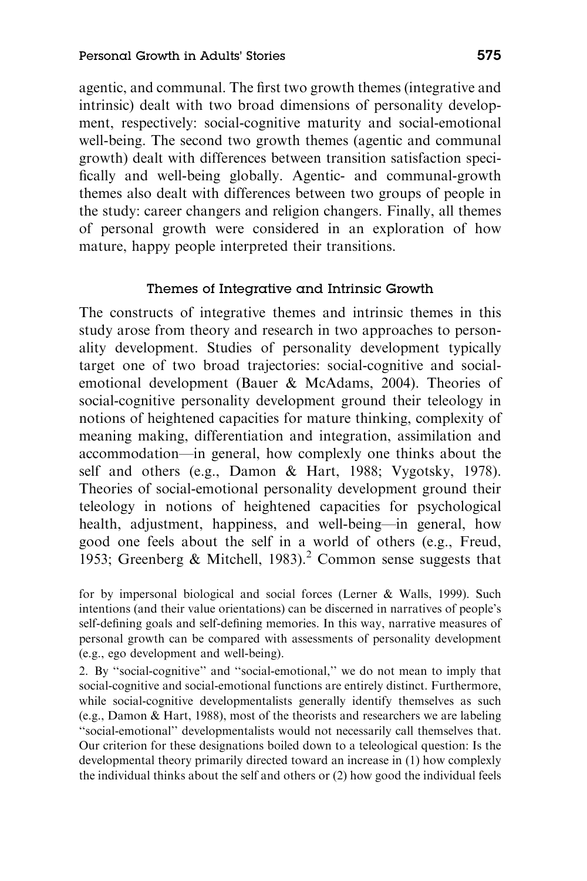agentic, and communal. The first two growth themes (integrative and intrinsic) dealt with two broad dimensions of personality development, respectively: social-cognitive maturity and social-emotional well-being. The second two growth themes (agentic and communal growth) dealt with differences between transition satisfaction specifically and well-being globally. Agentic- and communal-growth themes also dealt with differences between two groups of people in the study: career changers and religion changers. Finally, all themes of personal growth were considered in an exploration of how mature, happy people interpreted their transitions.

### Themes of Integrative and Intrinsic Growth

The constructs of integrative themes and intrinsic themes in this study arose from theory and research in two approaches to personality development. Studies of personality development typically target one of two broad trajectories: social-cognitive and social-emotional development (Bauer & McAdams, 2004). Theories of social-cognitive personality development ground their teleology in notions of heightened capacities for mature thinking, complexity of meaning making, differentiation and integration, assimilation and accommodation—in general, how complexly one thinks about the self and others (e.g., Damon & Hart, 1988; Vygotsky, 1978). Theories of social-emotional personality development ground their teleology in notions of heightened capacities for psychological health, adjustment, happiness, and well-being—in general, how good one feels about the self in a world of others (e.g., Freud, 1953; Greenberg & Mitchell, 1983).[2] Common sense suggests that

for by impersonal biological and social forces (Lerner & Walls, 1999). Such intentions (and their value orientations) can be discerned in narratives of people's self-defining goals and self-defining memories. In this way, narrative measures of personal growth can be compared with assessments of personality development (e.g., ego development and well-being).

2. By "social-cognitive" and "social-emotional," we do not mean to imply that social-cognitive and social-emotional functions are entirely distinct. Furthermore, while social-cognitive developmentalists generally identify themselves as such (e.g., Damon & Hart, 1988), most of the theorists and researchers we are labeling "social-emotional" developmentalists would not necessarily call themselves that. Our criterion for these designations boiled down to a teleological question: Is the developmental theory primarily directed toward an increase in (1) how complexly the individual thinks about the self and others or (2) how good the individual feels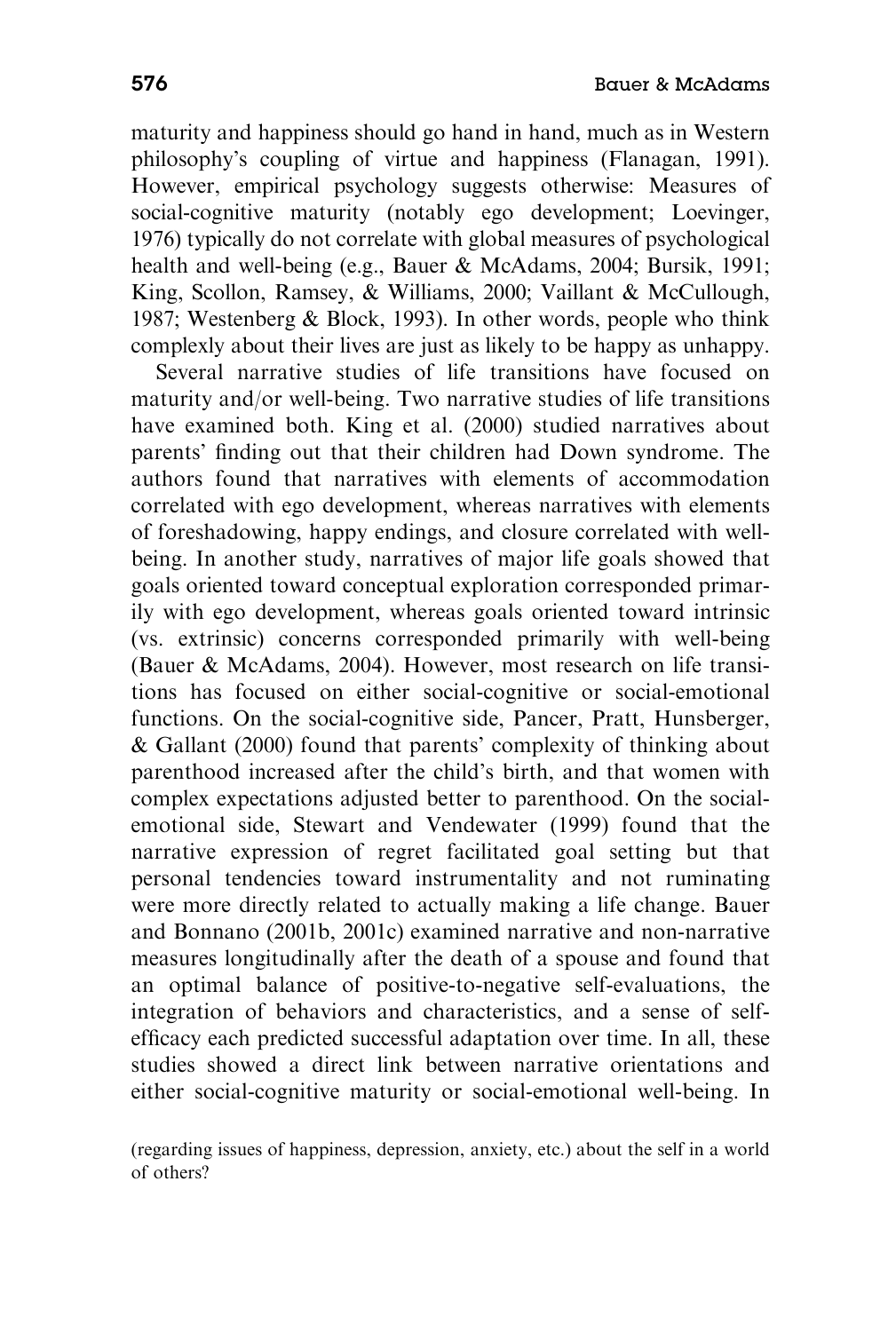maturity and happiness should go hand in hand, much as in Western philosophy's coupling of virtue and happiness (Flanagan, 1991). However, empirical psychology suggests otherwise: Measures of social-cognitive maturity (notably ego development; Loevinger, 1976) typically do not correlate with global measures of psychological health and well-being (e.g., Bauer & McAdams, 2004; Bursik, 1991; King, Scollon, Ramsey, & Williams, 2000; Vaillant & McCullough, 1987; Westenberg & Block, 1993). In other words, people who think complexly about their lives are just as likely to be happy as unhappy.

Several narrative studies of life transitions have focused on maturity and/or well-being. Two narrative studies of life transitions have examined both. King et al. (2000) studied narratives about parents' finding out that their children had Down syndrome. The authors found that narratives with elements of accommodation correlated with ego development, whereas narratives with elements of foreshadowing, happy endings, and closure correlated with well-being. In another study, narratives of major life goals showed that goals oriented toward conceptual exploration corresponded primarily with ego development, whereas goals oriented toward intrinsic (vs. extrinsic) concerns corresponded primarily with well-being (Bauer & McAdams, 2004). However, most research on life transitions has focused on either social-cognitive or social-emotional functions. On the social-cognitive side, Pancer, Pratt, Hunsberger, & Gallant (2000) found that parents' complexity of thinking about parenthood increased after the child's birth, and that women with complex expectations adjusted better to parenthood. On the social-emotional side, Stewart and Vendewater (1999) found that the narrative expression of regret facilitated goal setting but that personal tendencies toward instrumentality and not ruminating were more directly related to actually making a life change. Bauer and Bonnano (2001b, 2001c) examined narrative and non-narrative measures longitudinally after the death of a spouse and found that an optimal balance of positive-to-negative self-evaluations, the integration of behaviors and characteristics, and a sense of self-efficacy each predicted successful adaptation over time. In all, these studies showed a direct link between narrative orientations and either social-cognitive maturity or social-emotional well-being. In

(regarding issues of happiness, depression, anxiety, etc.) about the self in a world of others?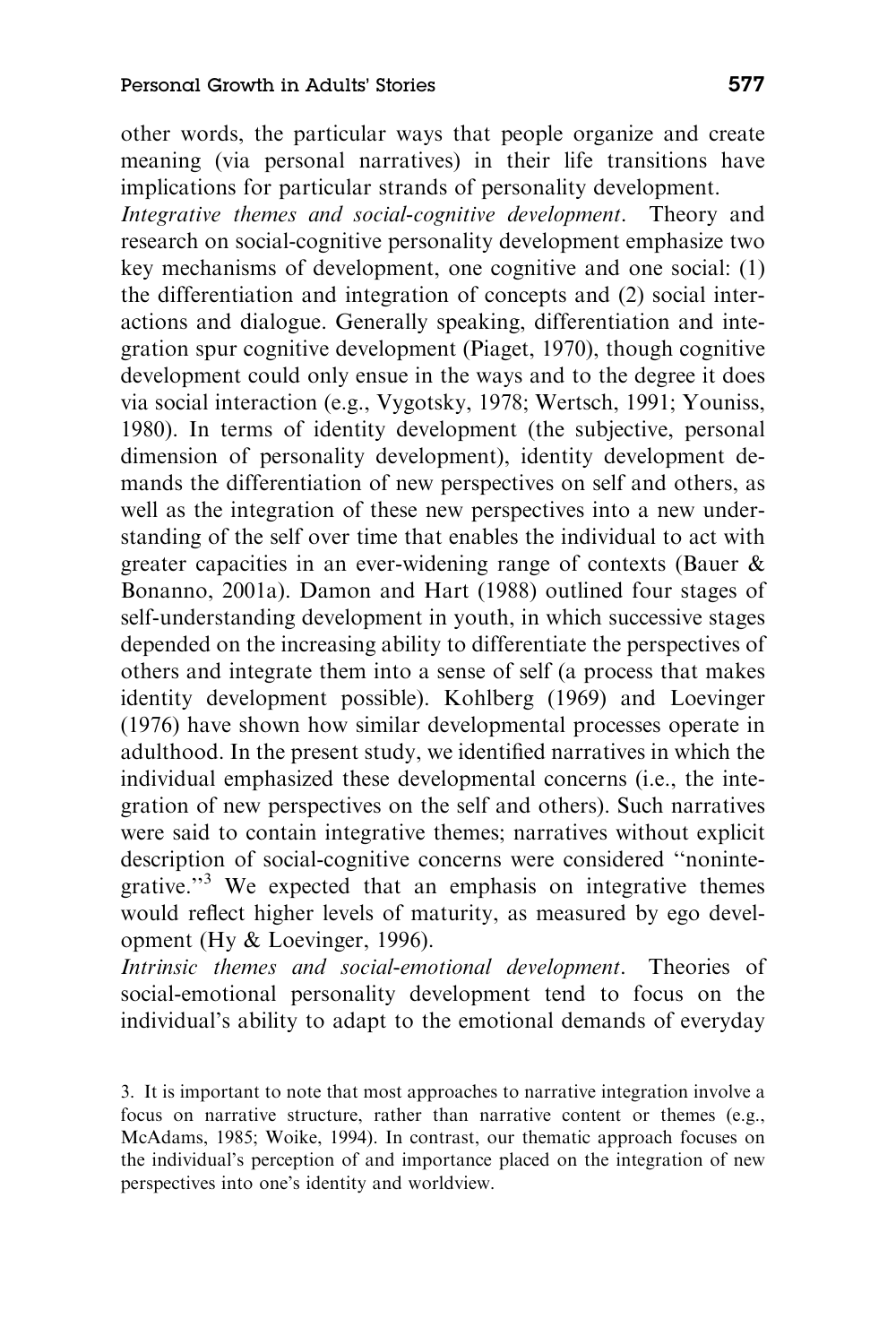other words, the particular ways that people organize and create meaning (via personal narratives) in their life transitions have implications for particular strands of personality development.

*Integrative themes and social-cognitive development*. Theory and research on social-cognitive personality development emphasize two key mechanisms of development, one cognitive and one social: (1) the differentiation and integration of concepts and (2) social interactions and dialogue. Generally speaking, differentiation and integration spur cognitive development (Piaget, 1970), though cognitive development could only ensue in the ways and to the degree it does via social interaction (e.g., Vygotsky, 1978; Wertsch, 1991; Youniss, 1980). In terms of identity development (the subjective, personal dimension of personality development), identity development demands the differentiation of new perspectives on self and others, as well as the integration of these new perspectives into a new understanding of the self over time that enables the individual to act with greater capacities in an ever-widening range of contexts (Bauer & Bonanno, 2001a). Damon and Hart (1988) outlined four stages of self-understanding development in youth, in which successive stages depended on the increasing ability to differentiate the perspectives of others and integrate them into a sense of self (a process that makes identity development possible). Kohlberg (1969) and Loevinger (1976) have shown how similar developmental processes operate in adulthood. In the present study, we identified narratives in which the individual emphasized these developmental concerns (i.e., the integration of new perspectives on the self and others). Such narratives were said to contain integrative themes; narratives without explicit description of social-cognitive concerns were considered ''nonintegrative.''[3] We expected that an emphasis on integrative themes would reflect higher levels of maturity, as measured by ego development (Hy & Loevinger, 1996).

*Intrinsic themes and social-emotional development*. Theories of social-emotional personality development tend to focus on the individual's ability to adapt to the emotional demands of everyday

3. It is important to note that most approaches to narrative integration involve a focus on narrative structure, rather than narrative content or themes (e.g., McAdams, 1985; Woike, 1994). In contrast, our thematic approach focuses on the individual's perception of and importance placed on the integration of new perspectives into one's identity and worldview.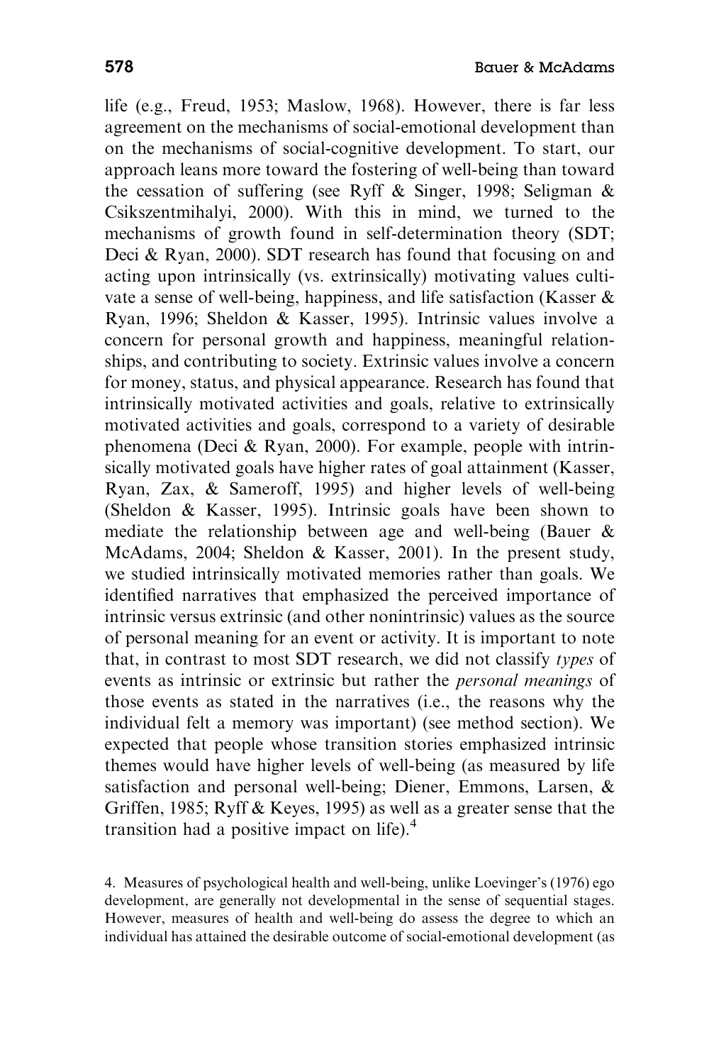life (e.g., Freud, 1953; Maslow, 1968). However, there is far less agreement on the mechanisms of social-emotional development than on the mechanisms of social-cognitive development. To start, our approach leans more toward the fostering of well-being than toward the cessation of suffering (see Ryff & Singer, 1998; Seligman & Csikszentmihalyi, 2000). With this in mind, we turned to the mechanisms of growth found in self-determination theory (SDT; Deci & Ryan, 2000). SDT research has found that focusing on and acting upon intrinsically (vs. extrinsically) motivating values cultivate a sense of well-being, happiness, and life satisfaction (Kasser & Ryan, 1996; Sheldon & Kasser, 1995). Intrinsic values involve a concern for personal growth and happiness, meaningful relationships, and contributing to society. Extrinsic values involve a concern for money, status, and physical appearance. Research has found that intrinsically motivated activities and goals, relative to extrinsically motivated activities and goals, correspond to a variety of desirable phenomena (Deci & Ryan, 2000). For example, people with intrinsically motivated goals have higher rates of goal attainment (Kasser, Ryan, Zax, & Sameroff, 1995) and higher levels of well-being (Sheldon & Kasser, 1995). Intrinsic goals have been shown to mediate the relationship between age and well-being (Bauer & McAdams, 2004; Sheldon & Kasser, 2001). In the present study, we studied intrinsically motivated memories rather than goals. We identified narratives that emphasized the perceived importance of intrinsic versus extrinsic (and other nonintrinsic) values as the source of personal meaning for an event or activity. It is important to note that, in contrast to most SDT research, we did not classify *types* of events as intrinsic or extrinsic but rather the *personal meanings* of those events as stated in the narratives (i.e., the reasons why the individual felt a memory was important) (see method section). We expected that people whose transition stories emphasized intrinsic themes would have higher levels of well-being (as measured by life satisfaction and personal well-being; Diener, Emmons, Larsen, & Griffen, 1985; Ryff & Keyes, 1995) as well as a greater sense that the transition had a positive impact on life).[4]

4. Measures of psychological health and well-being, unlike Loevinger's (1976) ego development, are generally not developmental in the sense of sequential stages. However, measures of health and well-being do assess the degree to which an individual has attained the desirable outcome of social-emotional development (as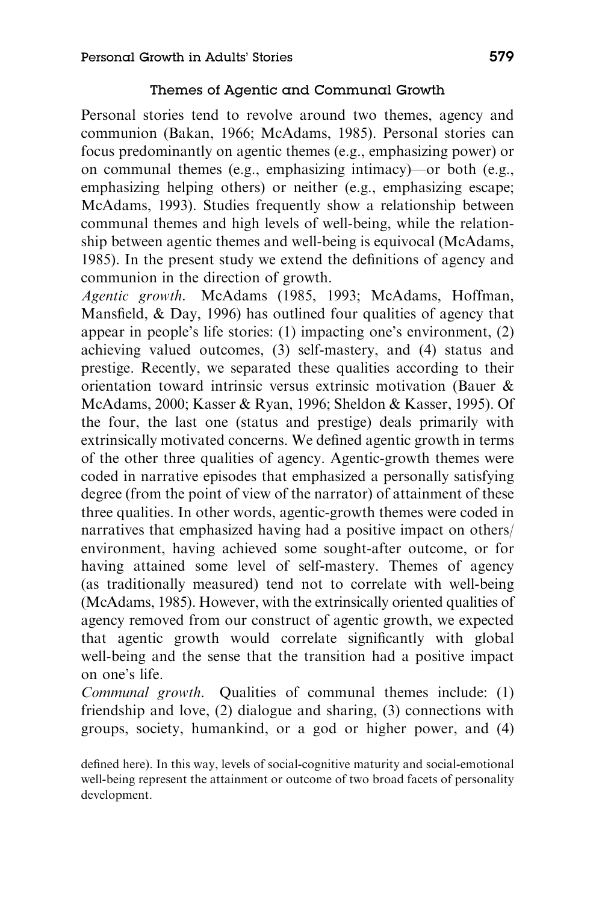### Themes of Agentic and Communal Growth

Personal stories tend to revolve around two themes, agency and communion (Bakan, 1966; McAdams, 1985). Personal stories can focus predominantly on agentic themes (e.g., emphasizing power) or on communal themes (e.g., emphasizing intimacy)—or both (e.g., emphasizing helping others) or neither (e.g., emphasizing escape; McAdams, 1993). Studies frequently show a relationship between communal themes and high levels of well-being, while the relationship between agentic themes and well-being is equivocal (McAdams, 1985). In the present study we extend the definitions of agency and communion in the direction of growth.

*Agentic growth.* McAdams (1985, 1993; McAdams, Hoffman, Mansfield, & Day, 1996) has outlined four qualities of agency that appear in people's life stories: (1) impacting one's environment, (2) achieving valued outcomes, (3) self-mastery, and (4) status and prestige. Recently, we separated these qualities according to their orientation toward intrinsic versus extrinsic motivation (Bauer & McAdams, 2000; Kasser & Ryan, 1996; Sheldon & Kasser, 1995). Of the four, the last one (status and prestige) deals primarily with extrinsically motivated concerns. We defined agentic growth in terms of the other three qualities of agency. Agentic-growth themes were coded in narrative episodes that emphasized a personally satisfying degree (from the point of view of the narrator) of attainment of these three qualities. In other words, agentic-growth themes were coded in narratives that emphasized having had a positive impact on others/environment, having achieved some sought-after outcome, or for having attained some level of self-mastery. Themes of agency (as traditionally measured) tend not to correlate with well-being (McAdams, 1985). However, with the extrinsically oriented qualities of agency removed from our construct of agentic growth, we expected that agentic growth would correlate significantly with global well-being and the sense that the transition had a positive impact on one's life.

*Communal growth.* Qualities of communal themes include: (1) friendship and love, (2) dialogue and sharing, (3) connections with groups, society, humankind, or a god or higher power, and (4)

defined here). In this way, levels of social-cognitive maturity and social-emotional well-being represent the attainment or outcome of two broad facets of personality development.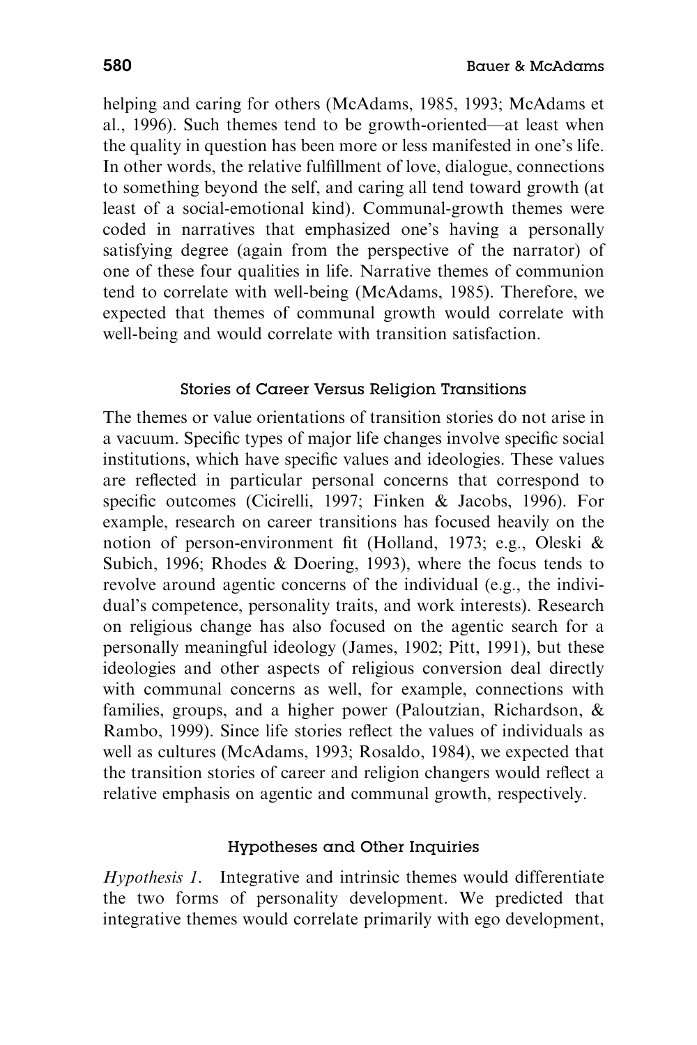helping and caring for others (McAdams, 1985, 1993; McAdams et al., 1996). Such themes tend to be growth-oriented—at least when the quality in question has been more or less manifested in one's life. In other words, the relative fulfillment of love, dialogue, connections to something beyond the self, and caring all tend toward growth (at least of a social-emotional kind). Communal-growth themes were coded in narratives that emphasized one's having a personally satisfying degree (again from the perspective of the narrator) of one of these four qualities in life. Narrative themes of communion tend to correlate with well-being (McAdams, 1985). Therefore, we expected that themes of communal growth would correlate with well-being and would correlate with transition satisfaction.

### Stories of Career Versus Religion Transitions

The themes or value orientations of transition stories do not arise in a vacuum. Specific types of major life changes involve specific social institutions, which have specific values and ideologies. These values are reflected in particular personal concerns that correspond to specific outcomes (Cicirelli, 1997; Finken & Jacobs, 1996). For example, research on career transitions has focused heavily on the notion of person-environment fit (Holland, 1973; e.g., Oleski & Subich, 1996; Rhodes & Doering, 1993), where the focus tends to revolve around agentic concerns of the individual (e.g., the individual's competence, personality traits, and work interests). Research on religious change has also focused on the agentic search for a personally meaningful ideology (James, 1902; Pitt, 1991), but these ideologies and other aspects of religious conversion deal directly with communal concerns as well, for example, connections with families, groups, and a higher power (Paloutzian, Richardson, & Rambo, 1999). Since life stories reflect the values of individuals as well as cultures (McAdams, 1993; Rosaldo, 1984), we expected that the transition stories of career and religion changers would reflect a relative emphasis on agentic and communal growth, respectively.

### Hypotheses and Other Inquiries

*Hypothesis 1.* Integrative and intrinsic themes would differentiate the two forms of personality development. We predicted that integrative themes would correlate primarily with ego development,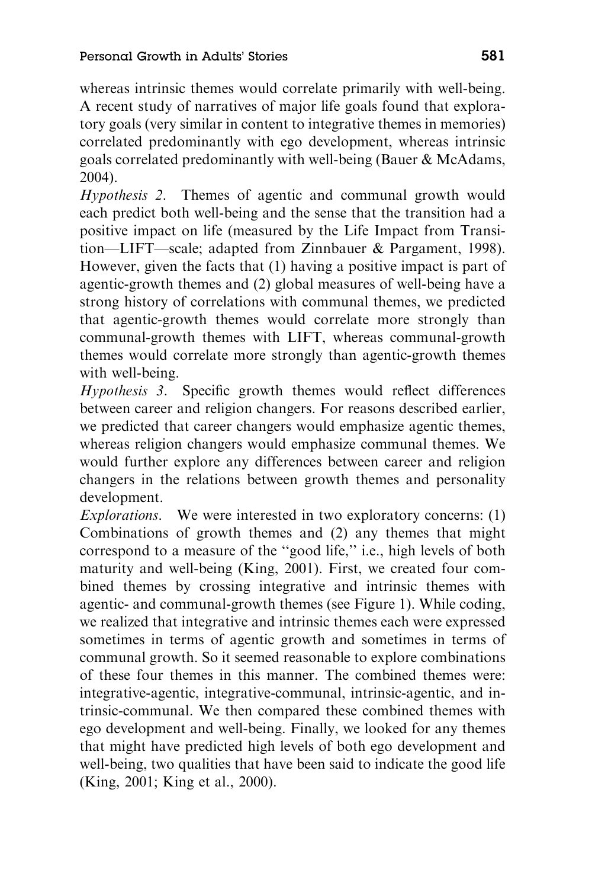whereas intrinsic themes would correlate primarily with well-being. A recent study of narratives of major life goals found that exploratory goals (very similar in content to integrative themes in memories) correlated predominantly with ego development, whereas intrinsic goals correlated predominantly with well-being (Bauer & McAdams, 2004).

*Hypothesis 2*. Themes of agentic and communal growth would each predict both well-being and the sense that the transition had a positive impact on life (measured by the Life Impact from Transition—LIFT—scale; adapted from Zinnbauer & Pargament, 1998). However, given the facts that (1) having a positive impact is part of agentic-growth themes and (2) global measures of well-being have a strong history of correlations with communal themes, we predicted that agentic-growth themes would correlate more strongly than communal-growth themes with LIFT, whereas communal-growth themes would correlate more strongly than agentic-growth themes with well-being.

*Hypothesis 3*. Specific growth themes would reflect differences between career and religion changers. For reasons described earlier, we predicted that career changers would emphasize agentic themes, whereas religion changers would emphasize communal themes. We would further explore any differences between career and religion changers in the relations between growth themes and personality development.

*Explorations*. We were interested in two exploratory concerns: (1) Combinations of growth themes and (2) any themes that might correspond to a measure of the "good life," i.e., high levels of both maturity and well-being (King, 2001). First, we created four combined themes by crossing integrative and intrinsic themes with agentic- and communal-growth themes (see Figure 1). While coding, we realized that integrative and intrinsic themes each were expressed sometimes in terms of agentic growth and sometimes in terms of communal growth. So it seemed reasonable to explore combinations of these four themes in this manner. The combined themes were: integrative-agentic, integrative-communal, intrinsic-agentic, and intrinsic-communal. We then compared these combined themes with ego development and well-being. Finally, we looked for any themes that might have predicted high levels of both ego development and well-being, two qualities that have been said to indicate the good life (King, 2001; King et al., 2000).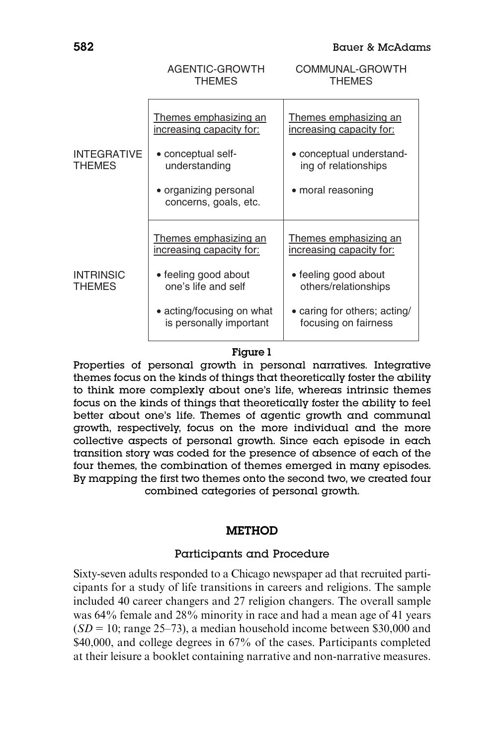|  | AGENTIC-GROWTH THEMES | COMMUNAL-GROWTH THEMES |
|---|---|---|
| INTEGRATIVE THEMES | Themes emphasizing an increasing capacity for:<br>• conceptual self-understanding<br>• organizing personal concerns, goals, etc. | Themes emphasizing an increasing capacity for:<br>• conceptual understanding of relationships<br>• moral reasoning |
| INTRINSIC THEMES | Themes emphasizing an increasing capacity for:<br>• feeling good about one's life and self<br>• acting/focusing on what is personally important | Themes emphasizing an increasing capacity for:<br>• feeling good about others/relationships<br>• caring for others; acting/focusing on fairness |

**Figure 1**

Properties of personal growth in personal narratives. Integrative themes focus on the kinds of things that theoretically foster the ability to think more complexly about one's life, whereas intrinsic themes focus on the kinds of things that theoretically foster the ability to feel better about one's life. Themes of agentic growth and communal growth, respectively, focus on the more individual and the more collective aspects of personal growth. Since each episode in each transition story was coded for the presence of absence of each of the four themes, the combination of themes emerged in many episodes. By mapping the first two themes onto the second two, we created four combined categories of personal growth.

## METHOD

### Participants and Procedure

Sixty-seven adults responded to a Chicago newspaper ad that recruited participants for a study of life transitions in careers and religions. The sample included 40 career changers and 27 religion changers. The overall sample was 64% female and 28% minority in race and had a mean age of 41 years ($SD = 10$; range 25–73), a median household income between \$30,000 and \$40,000, and college degrees in 67% of the cases. Participants completed at their leisure a booklet containing narrative and non-narrative measures.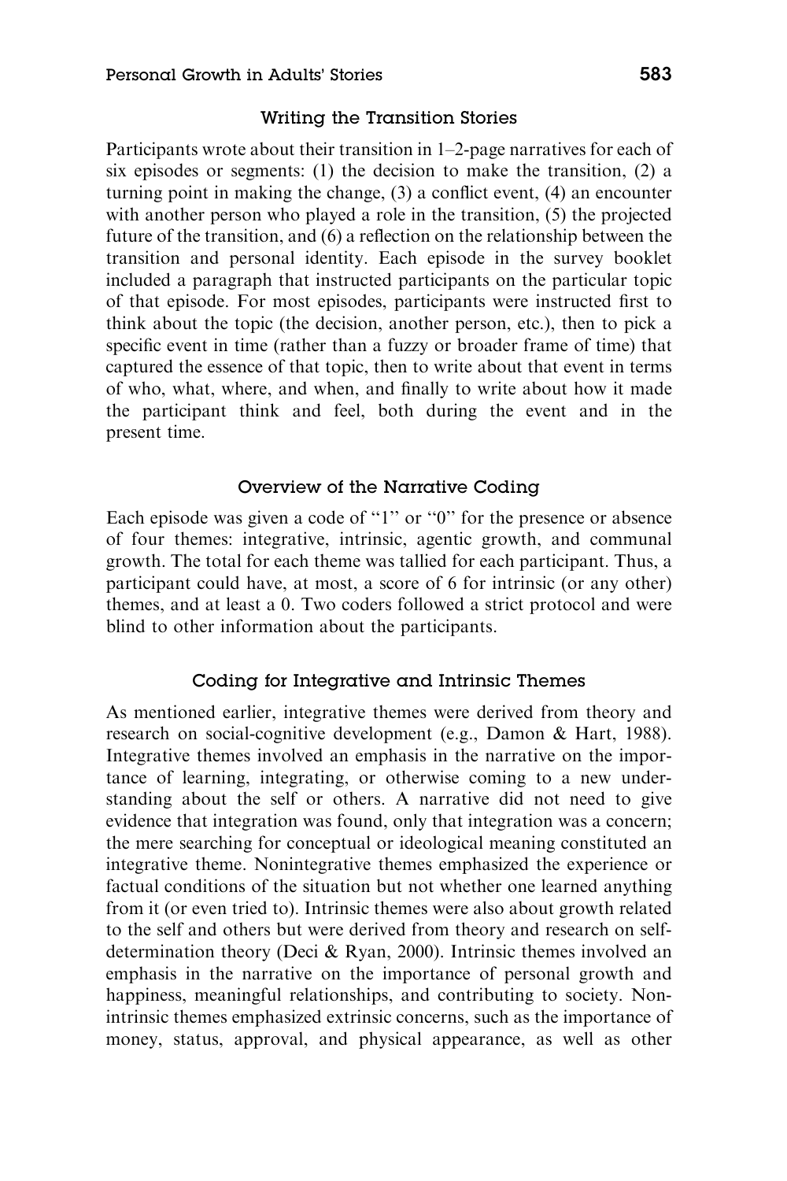### Writing the Transition Stories

Participants wrote about their transition in 1–2-page narratives for each of six episodes or segments: (1) the decision to make the transition, (2) a turning point in making the change, (3) a conflict event, (4) an encounter with another person who played a role in the transition, (5) the projected future of the transition, and (6) a reflection on the relationship between the transition and personal identity. Each episode in the survey booklet included a paragraph that instructed participants on the particular topic of that episode. For most episodes, participants were instructed first to think about the topic (the decision, another person, etc.), then to pick a specific event in time (rather than a fuzzy or broader frame of time) that captured the essence of that topic, then to write about that event in terms of who, what, where, and when, and finally to write about how it made the participant think and feel, both during the event and in the present time.

### Overview of the Narrative Coding

Each episode was given a code of "1" or "0" for the presence or absence of four themes: integrative, intrinsic, agentic growth, and communal growth. The total for each theme was tallied for each participant. Thus, a participant could have, at most, a score of 6 for intrinsic (or any other) themes, and at least a 0. Two coders followed a strict protocol and were blind to other information about the participants.

### Coding for Integrative and Intrinsic Themes

As mentioned earlier, integrative themes were derived from theory and research on social-cognitive development (e.g., Damon & Hart, 1988). Integrative themes involved an emphasis in the narrative on the importance of learning, integrating, or otherwise coming to a new understanding about the self or others. A narrative did not need to give evidence that integration was found, only that integration was a concern; the mere searching for conceptual or ideological meaning constituted an integrative theme. Nonintegrative themes emphasized the experience or factual conditions of the situation but not whether one learned anything from it (or even tried to). Intrinsic themes were also about growth related to the self and others but were derived from theory and research on self-determination theory (Deci & Ryan, 2000). Intrinsic themes involved an emphasis in the narrative on the importance of personal growth and happiness, meaningful relationships, and contributing to society. Nonintrinsic themes emphasized extrinsic concerns, such as the importance of money, status, approval, and physical appearance, as well as other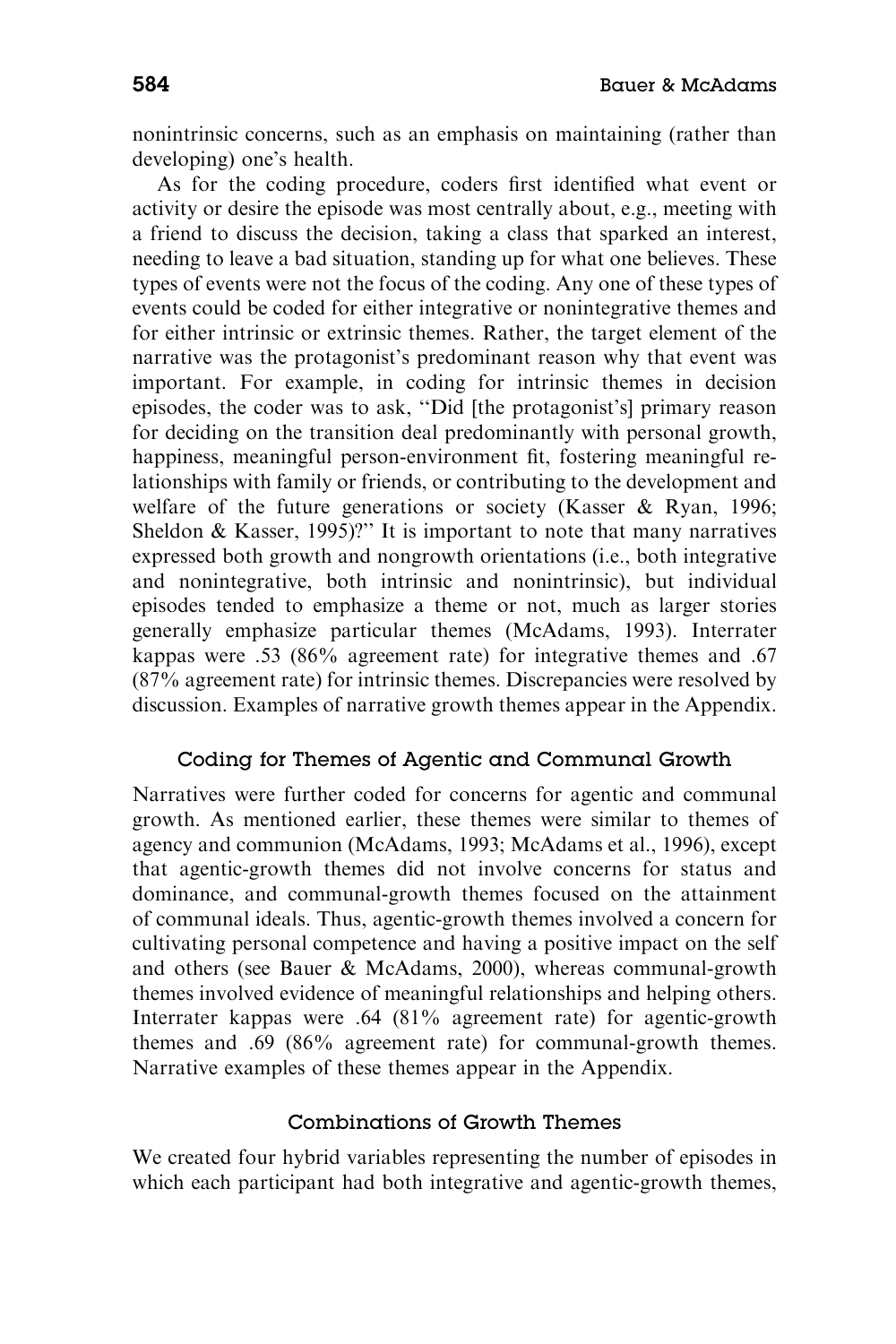nonintrinsic concerns, such as an emphasis on maintaining (rather than developing) one's health.

As for the coding procedure, coders first identified what event or activity or desire the episode was most centrally about, e.g., meeting with a friend to discuss the decision, taking a class that sparked an interest, needing to leave a bad situation, standing up for what one believes. These types of events were not the focus of the coding. Any one of these types of events could be coded for either integrative or nonintegrative themes and for either intrinsic or extrinsic themes. Rather, the target element of the narrative was the protagonist's predominant reason why that event was important. For example, in coding for intrinsic themes in decision episodes, the coder was to ask, ''Did [the protagonist's] primary reason for deciding on the transition deal predominantly with personal growth, happiness, meaningful person-environment fit, fostering meaningful relationships with family or friends, or contributing to the development and welfare of the future generations or society (Kasser & Ryan, 1996; Sheldon & Kasser, 1995)?'' It is important to note that many narratives expressed both growth and nongrowth orientations (i.e., both integrative and nonintegrative, both intrinsic and nonintrinsic), but individual episodes tended to emphasize a theme or not, much as larger stories generally emphasize particular themes (McAdams, 1993). Interrater kappas were .53 (86% agreement rate) for integrative themes and .67 (87% agreement rate) for intrinsic themes. Discrepancies were resolved by discussion. Examples of narrative growth themes appear in the Appendix.

### Coding for Themes of Agentic and Communal Growth

Narratives were further coded for concerns for agentic and communal growth. As mentioned earlier, these themes were similar to themes of agency and communion (McAdams, 1993; McAdams et al., 1996), except that agentic-growth themes did not involve concerns for status and dominance, and communal-growth themes focused on the attainment of communal ideals. Thus, agentic-growth themes involved a concern for cultivating personal competence and having a positive impact on the self and others (see Bauer & McAdams, 2000), whereas communal-growth themes involved evidence of meaningful relationships and helping others. Interrater kappas were .64 (81% agreement rate) for agentic-growth themes and .69 (86% agreement rate) for communal-growth themes. Narrative examples of these themes appear in the Appendix.

### Combinations of Growth Themes

We created four hybrid variables representing the number of episodes in which each participant had both integrative and agentic-growth themes,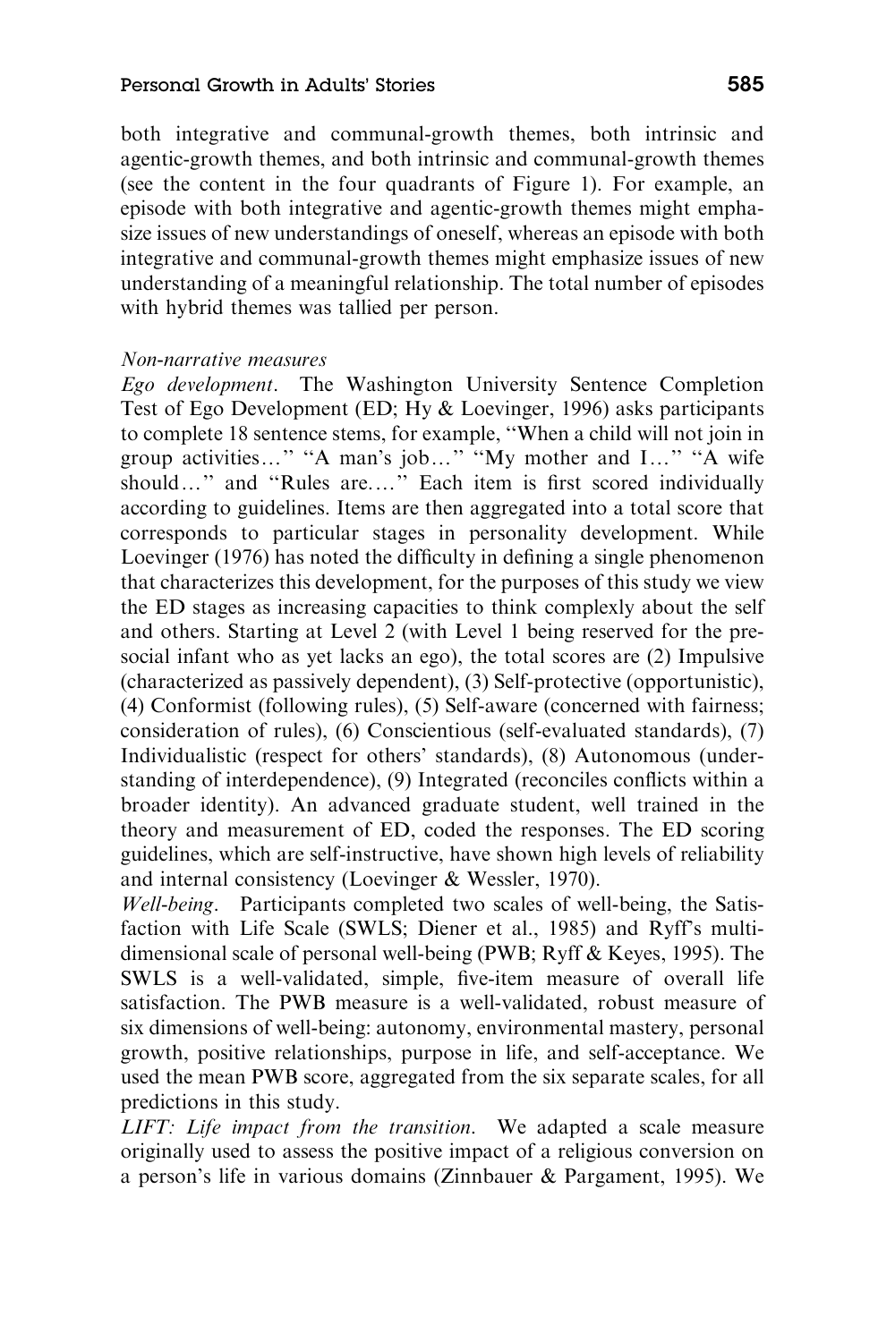both integrative and communal-growth themes, both intrinsic and agentic-growth themes, and both intrinsic and communal-growth themes (see the content in the four quadrants of Figure 1). For example, an episode with both integrative and agentic-growth themes might emphasize issues of new understandings of oneself, whereas an episode with both integrative and communal-growth themes might emphasize issues of new understanding of a meaningful relationship. The total number of episodes with hybrid themes was tallied per person.

*Non-narrative measures*

*Ego development*. The Washington University Sentence Completion Test of Ego Development (ED; Hy & Loevinger, 1996) asks participants to complete 18 sentence stems, for example, "When a child will not join in group activities…" "A man's job…" "My mother and I…" "A wife should…" and "Rules are…." Each item is first scored individually according to guidelines. Items are then aggregated into a total score that corresponds to particular stages in personality development. While Loevinger (1976) has noted the difficulty in defining a single phenomenon that characterizes this development, for the purposes of this study we view the ED stages as increasing capacities to think complexly about the self and others. Starting at Level 2 (with Level 1 being reserved for the pre-social infant who as yet lacks an ego), the total scores are (2) Impulsive (characterized as passively dependent), (3) Self-protective (opportunistic), (4) Conformist (following rules), (5) Self-aware (concerned with fairness; consideration of rules), (6) Conscientious (self-evaluated standards), (7) Individualistic (respect for others' standards), (8) Autonomous (understanding of interdependence), (9) Integrated (reconciles conflicts within a broader identity). An advanced graduate student, well trained in the theory and measurement of ED, coded the responses. The ED scoring guidelines, which are self-instructive, have shown high levels of reliability and internal consistency (Loevinger & Wessler, 1970).

*Well-being*. Participants completed two scales of well-being, the Satisfaction with Life Scale (SWLS; Diener et al., 1985) and Ryff's multidimensional scale of personal well-being (PWB; Ryff & Keyes, 1995). The SWLS is a well-validated, simple, five-item measure of overall life satisfaction. The PWB measure is a well-validated, robust measure of six dimensions of well-being: autonomy, environmental mastery, personal growth, positive relationships, purpose in life, and self-acceptance. We used the mean PWB score, aggregated from the six separate scales, for all predictions in this study.

*LIFT: Life impact from the transition*. We adapted a scale measure originally used to assess the positive impact of a religious conversion on a person's life in various domains (Zinnbauer & Pargament, 1995). We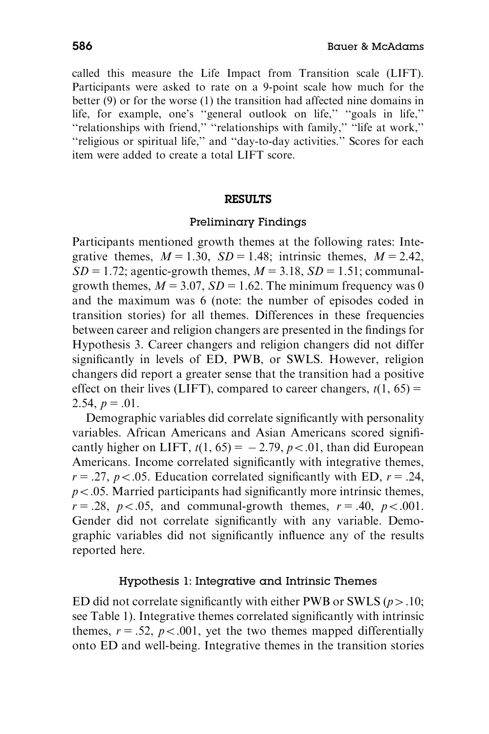called this measure the Life Impact from Transition scale (LIFT). Participants were asked to rate on a 9-point scale how much for the better (9) or for the worse (1) the transition had affected nine domains in life, for example, one's "general outlook on life," "goals in life," "relationships with friend," "relationships with family," "life at work," "religious or spiritual life," and "day-to-day activities." Scores for each item were added to create a total LIFT score.

## RESULTS

### Preliminary Findings

Participants mentioned growth themes at the following rates: Integrative themes, $M = 1.30$, $SD = 1.48$; intrinsic themes, $M = 2.42$, $SD = 1.72$; agentic-growth themes, $M = 3.18$, $SD = 1.51$; communal-growth themes, $M = 3.07$, $SD = 1.62$. The minimum frequency was 0 and the maximum was 6 (note: the number of episodes coded in transition stories) for all themes. Differences in these frequencies between career and religion changers are presented in the findings for Hypothesis 3. Career changers and religion changers did not differ significantly in levels of ED, PWB, or SWLS. However, religion changers did report a greater sense that the transition had a positive effect on their lives (LIFT), compared to career changers, $t(1, 65) = 2.54$, $p = .01$.

Demographic variables did correlate significantly with personality variables. African Americans and Asian Americans scored significantly higher on LIFT, $t(1, 65) = -2.79$, $p < .01$, than did European Americans. Income correlated significantly with integrative themes, $r = .27$, $p < .05$. Education correlated significantly with ED, $r = .24$, $p < .05$. Married participants had significantly more intrinsic themes, $r = .28$, $p < .05$, and communal-growth themes, $r = .40$, $p < .001$. Gender did not correlate significantly with any variable. Demographic variables did not significantly influence any of the results reported here.

### Hypothesis 1: Integrative and Intrinsic Themes

ED did not correlate significantly with either PWB or SWLS ($p > .10$; see Table 1). Integrative themes correlated significantly with intrinsic themes, $r = .52$, $p < .001$, yet the two themes mapped differentially onto ED and well-being. Integrative themes in the transition stories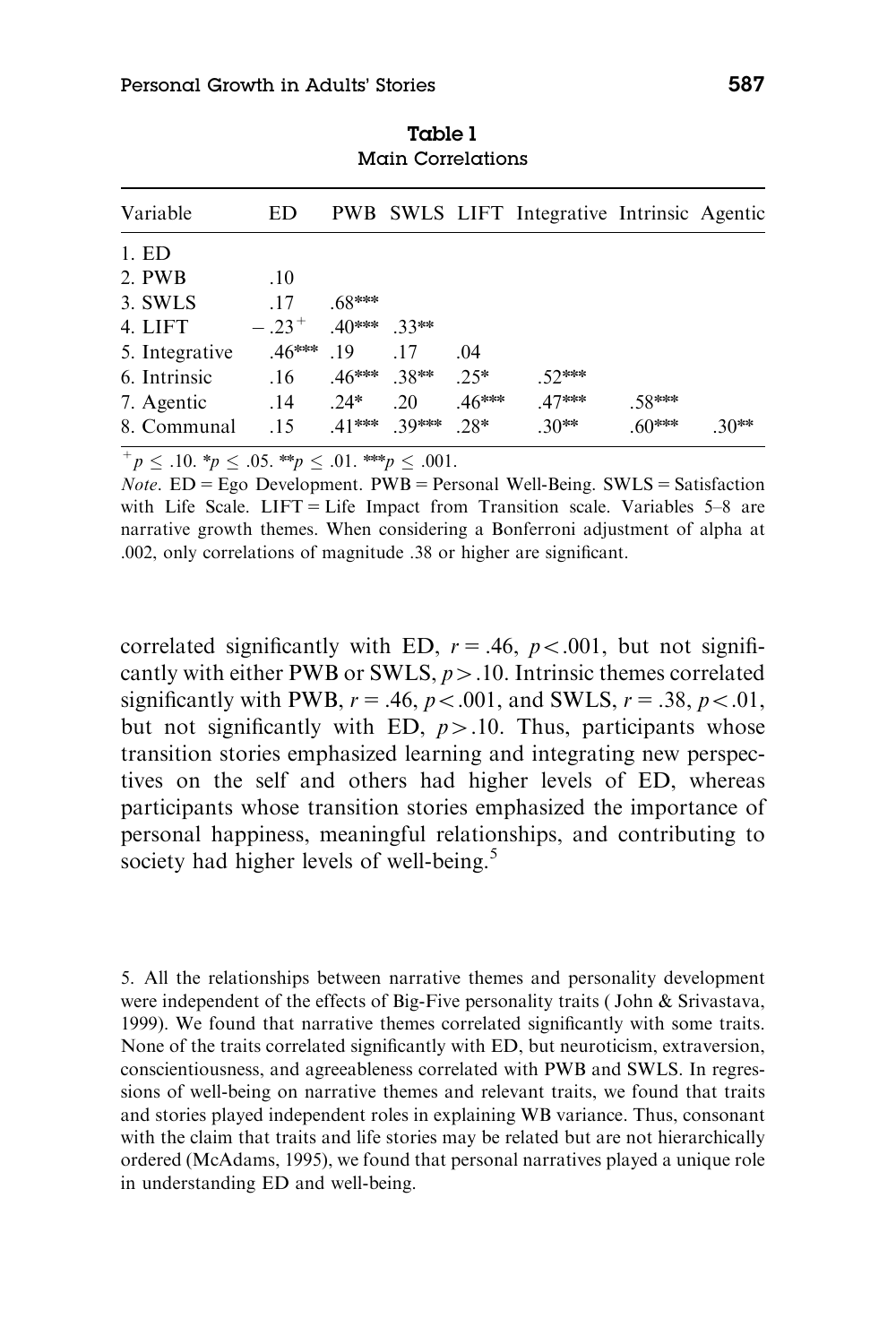**Table 1**
Main Correlations

| Variable | ED | PWB | SWLS | LIFT | Integrative | Intrinsic | Agentic |
|---|---|---|---|---|---|---|---|
| 1. ED | | | | | | | |
| 2. PWB | .10 | | | | | | |
| 3. SWLS | .17 | .68*** | | | | | |
| 4. LIFT | $-.23^{+}$ | .40*** | .33** | | | | |
| 5. Integrative | .46*** | .19 | .17 | .04 | | | |
| 6. Intrinsic | .16 | .46*** | .38** | .25* | .52*** | | |
| 7. Agentic | .14 | .24* | .20 | .46*** | .47*** | .58*** | |
| 8. Communal | .15 | .41*** | .39*** | .28* | .30** | .60*** | .30** |

$^{+}p \leq .10$. *$p \leq .05$. **$p \leq .01$. ***$p \leq .001$.

*Note*. ED = Ego Development. PWB = Personal Well-Being. SWLS = Satisfaction with Life Scale. LIFT = Life Impact from Transition scale. Variables 5–8 are narrative growth themes. When considering a Bonferroni adjustment of alpha at .002, only correlations of magnitude .38 or higher are significant.

correlated significantly with ED, $r = .46$, $p < .001$, but not significantly with either PWB or SWLS, $p > .10$. Intrinsic themes correlated significantly with PWB, $r = .46$, $p < .001$, and SWLS, $r = .38$, $p < .01$, but not significantly with ED, $p > .10$. Thus, participants whose transition stories emphasized learning and integrating new perspectives on the self and others had higher levels of ED, whereas participants whose transition stories emphasized the importance of personal happiness, meaningful relationships, and contributing to society had higher levels of well-being.[5]

5. All the relationships between narrative themes and personality development were independent of the effects of Big-Five personality traits ( John & Srivastava, 1999). We found that narrative themes correlated significantly with some traits. None of the traits correlated significantly with ED, but neuroticism, extraversion, conscientiousness, and agreeableness correlated with PWB and SWLS. In regressions of well-being on narrative themes and relevant traits, we found that traits and stories played independent roles in explaining WB variance. Thus, consonant with the claim that traits and life stories may be related but are not hierarchically ordered (McAdams, 1995), we found that personal narratives played a unique role in understanding ED and well-being.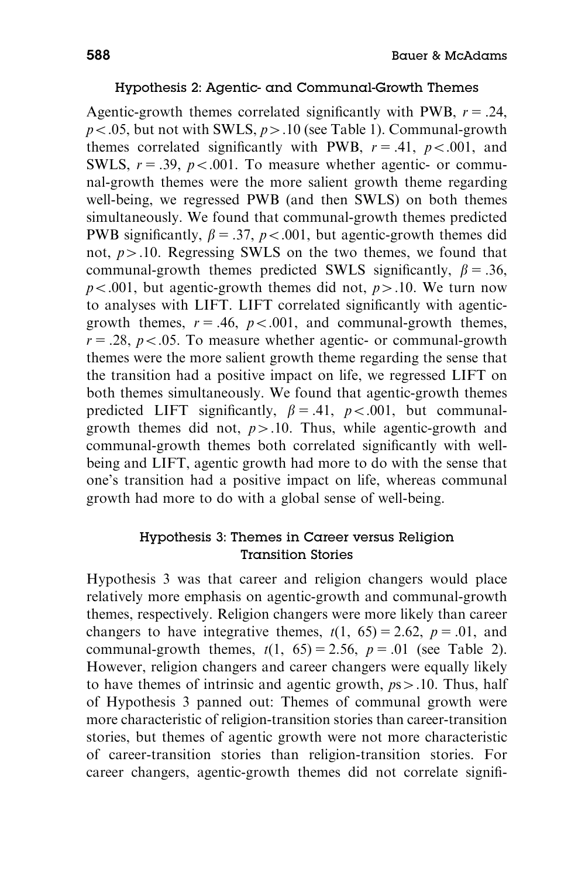### Hypothesis 2: Agentic- and Communal-Growth Themes

Agentic-growth themes correlated significantly with PWB, $r = .24$, $p < .05$, but not with SWLS, $p > .10$ (see Table 1). Communal-growth themes correlated significantly with PWB, $r = .41$, $p < .001$, and SWLS, $r = .39$, $p < .001$. To measure whether agentic- or communal-growth themes were the more salient growth theme regarding well-being, we regressed PWB (and then SWLS) on both themes simultaneously. We found that communal-growth themes predicted PWB significantly, $\beta = .37$, $p < .001$, but agentic-growth themes did not, $p > .10$. Regressing SWLS on the two themes, we found that communal-growth themes predicted SWLS significantly, $\beta = .36$, $p < .001$, but agentic-growth themes did not, $p > .10$. We turn now to analyses with LIFT. LIFT correlated significantly with agentic-growth themes, $r = .46$, $p < .001$, and communal-growth themes, $r = .28$, $p < .05$. To measure whether agentic- or communal-growth themes were the more salient growth theme regarding the sense that the transition had a positive impact on life, we regressed LIFT on both themes simultaneously. We found that agentic-growth themes predicted LIFT significantly, $\beta = .41$, $p < .001$, but communal-growth themes did not, $p > .10$. Thus, while agentic-growth and communal-growth themes both correlated significantly with well-being and LIFT, agentic growth had more to do with the sense that one's transition had a positive impact on life, whereas communal growth had more to do with a global sense of well-being.

### Hypothesis 3: Themes in Career versus Religion Transition Stories

Hypothesis 3 was that career and religion changers would place relatively more emphasis on agentic-growth and communal-growth themes, respectively. Religion changers were more likely than career changers to have integrative themes, $t(1, 65) = 2.62$, $p = .01$, and communal-growth themes, $t(1, 65) = 2.56$, $p = .01$ (see Table 2). However, religion changers and career changers were equally likely to have themes of intrinsic and agentic growth, $p\text{s} > .10$. Thus, half of Hypothesis 3 panned out: Themes of communal growth were more characteristic of religion-transition stories than career-transition stories, but themes of agentic growth were not more characteristic of career-transition stories than religion-transition stories. For career changers, agentic-growth themes did not correlate signifi-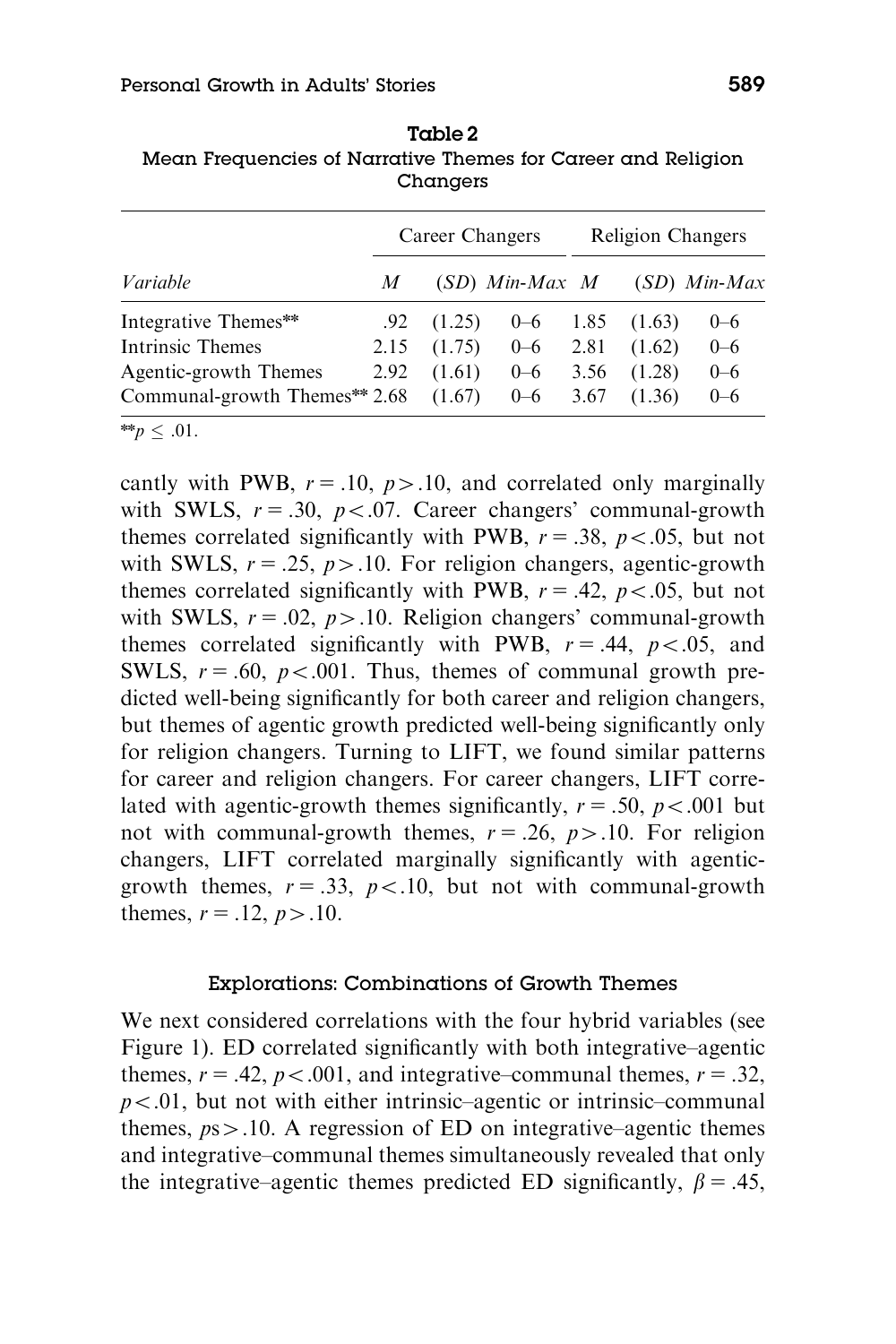**Table 2**
**Mean Frequencies of Narrative Themes for Career and Religion Changers**

| | Career Changers | | | Religion Changers | | |
|---|---|---|---|---|---|---|
| *Variable* | *M* | (*SD*) | *Min-Max* | *M* | (*SD*) | *Min-Max* |
| Integrative Themes** | .92 | (1.25) | 0–6 | 1.85 | (1.63) | 0–6 |
| Intrinsic Themes | 2.15 | (1.75) | 0–6 | 2.81 | (1.62) | 0–6 |
| Agentic-growth Themes | 2.92 | (1.61) | 0–6 | 3.56 | (1.28) | 0–6 |
| Communal-growth Themes** | 2.68 | (1.67) | 0–6 | 3.67 | (1.36) | 0–6 |

$^{**}p \leq .01$.

cantly with PWB, $r = .10$, $p > .10$, and correlated only marginally with SWLS, $r = .30$, $p < .07$. Career changers' communal-growth themes correlated significantly with PWB, $r = .38$, $p < .05$, but not with SWLS, $r = .25$, $p > .10$. For religion changers, agentic-growth themes correlated significantly with PWB, $r = .42$, $p < .05$, but not with SWLS, $r = .02$, $p > .10$. Religion changers' communal-growth themes correlated significantly with PWB, $r = .44$, $p < .05$, and SWLS, $r = .60$, $p < .001$. Thus, themes of communal growth predicted well-being significantly for both career and religion changers, but themes of agentic growth predicted well-being significantly only for religion changers. Turning to LIFT, we found similar patterns for career and religion changers. For career changers, LIFT correlated with agentic-growth themes significantly, $r = .50$, $p < .001$ but not with communal-growth themes, $r = .26$, $p > .10$. For religion changers, LIFT correlated marginally significantly with agentic-growth themes, $r = .33$, $p < .10$, but not with communal-growth themes, $r = .12$, $p > .10$.

### Explorations: Combinations of Growth Themes

We next considered correlations with the four hybrid variables (see Figure 1). ED correlated significantly with both integrative–agentic themes, $r = .42$, $p < .001$, and integrative–communal themes, $r = .32$, $p < .01$, but not with either intrinsic–agentic or intrinsic–communal themes, $ps > .10$. A regression of ED on integrative–agentic themes and integrative–communal themes simultaneously revealed that only the integrative–agentic themes predicted ED significantly, $\beta = .45$,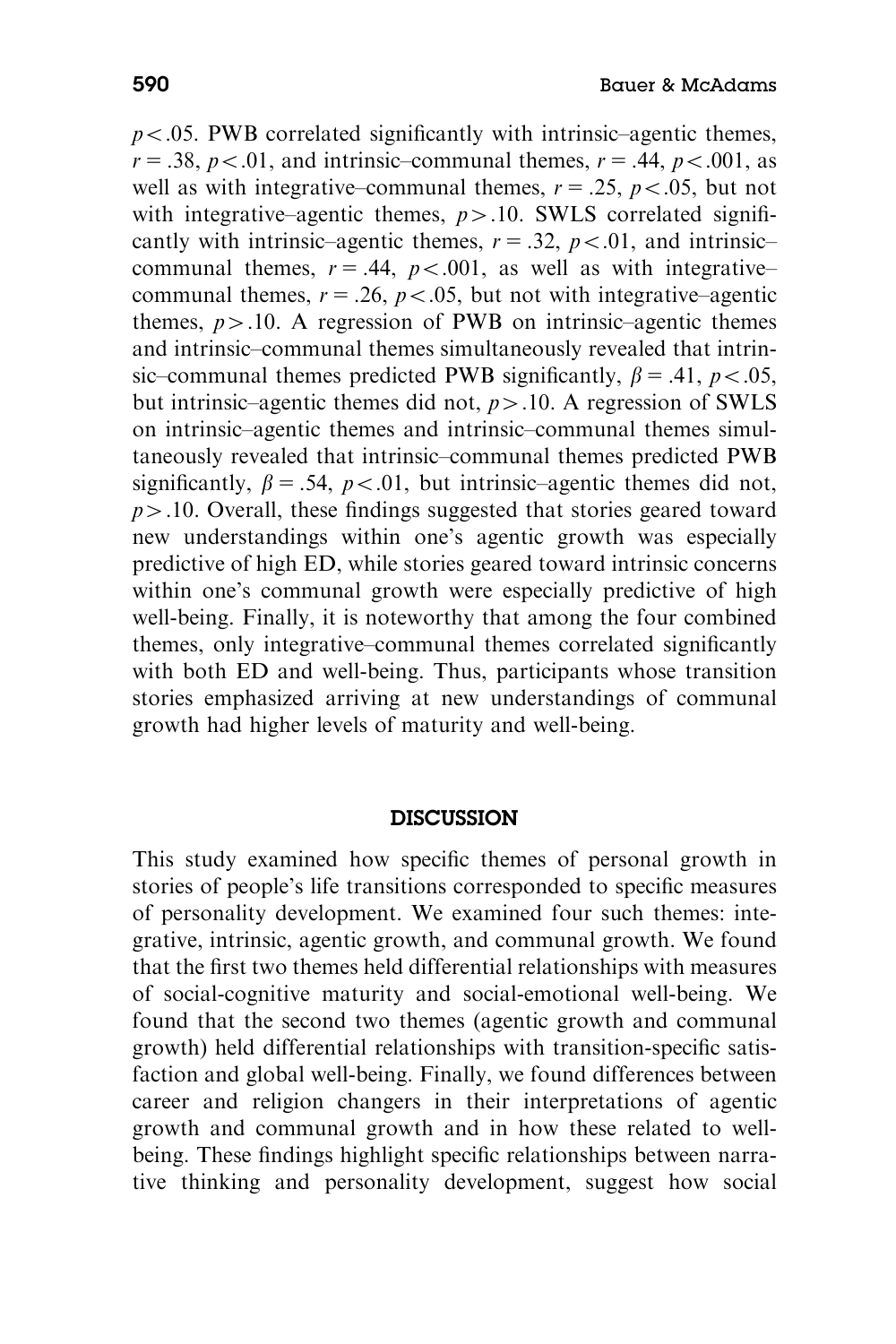$p < .05$. PWB correlated significantly with intrinsic–agentic themes, $r = .38$, $p < .01$, and intrinsic–communal themes, $r = .44$, $p < .001$, as well as with integrative–communal themes, $r = .25$, $p < .05$, but not with integrative–agentic themes, $p > .10$. SWLS correlated significantly with intrinsic–agentic themes, $r = .32$, $p < .01$, and intrinsic–communal themes, $r = .44$, $p < .001$, as well as with integrative–communal themes, $r = .26$, $p < .05$, but not with integrative–agentic themes, $p > .10$. A regression of PWB on intrinsic–agentic themes and intrinsic–communal themes simultaneously revealed that intrinsic–communal themes predicted PWB significantly, $\beta = .41$, $p < .05$, but intrinsic–agentic themes did not, $p > .10$. A regression of SWLS on intrinsic–agentic themes and intrinsic–communal themes simultaneously revealed that intrinsic–communal themes predicted PWB significantly, $\beta = .54$, $p < .01$, but intrinsic–agentic themes did not, $p > .10$. Overall, these findings suggested that stories geared toward new understandings within one's agentic growth was especially predictive of high ED, while stories geared toward intrinsic concerns within one's communal growth were especially predictive of high well-being. Finally, it is noteworthy that among the four combined themes, only integrative–communal themes correlated significantly with both ED and well-being. Thus, participants whose transition stories emphasized arriving at new understandings of communal growth had higher levels of maturity and well-being.

## DISCUSSION

This study examined how specific themes of personal growth in stories of people's life transitions corresponded to specific measures of personality development. We examined four such themes: integrative, intrinsic, agentic growth, and communal growth. We found that the first two themes held differential relationships with measures of social-cognitive maturity and social-emotional well-being. We found that the second two themes (agentic growth and communal growth) held differential relationships with transition-specific satisfaction and global well-being. Finally, we found differences between career and religion changers in their interpretations of agentic growth and communal growth and in how these related to well-being. These findings highlight specific relationships between narrative thinking and personality development, suggest how social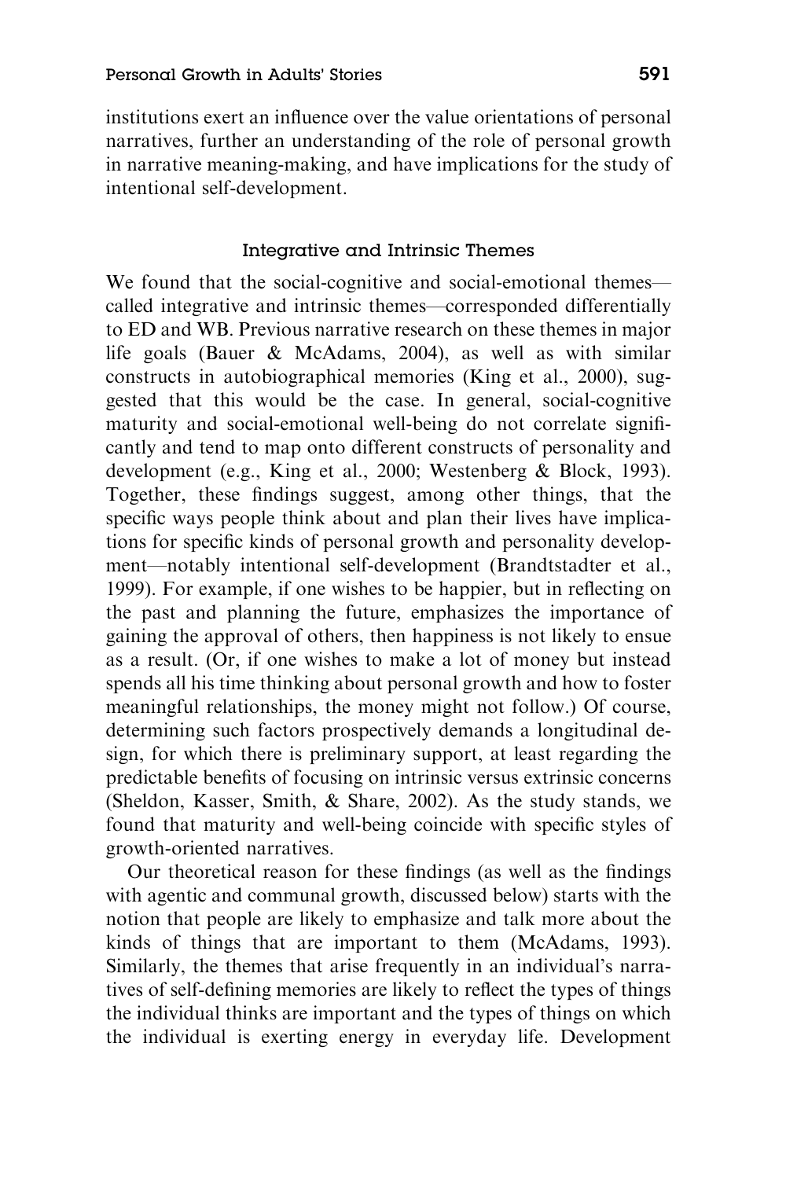institutions exert an influence over the value orientations of personal narratives, further an understanding of the role of personal growth in narrative meaning-making, and have implications for the study of intentional self-development.

### Integrative and Intrinsic Themes

We found that the social-cognitive and social-emotional themes—called integrative and intrinsic themes—corresponded differentially to ED and WB. Previous narrative research on these themes in major life goals (Bauer & McAdams, 2004), as well as with similar constructs in autobiographical memories (King et al., 2000), suggested that this would be the case. In general, social-cognitive maturity and social-emotional well-being do not correlate significantly and tend to map onto different constructs of personality and development (e.g., King et al., 2000; Westenberg & Block, 1993). Together, these findings suggest, among other things, that the specific ways people think about and plan their lives have implications for specific kinds of personal growth and personality development—notably intentional self-development (Brandtstadter et al., 1999). For example, if one wishes to be happier, but in reflecting on the past and planning the future, emphasizes the importance of gaining the approval of others, then happiness is not likely to ensue as a result. (Or, if one wishes to make a lot of money but instead spends all his time thinking about personal growth and how to foster meaningful relationships, the money might not follow.) Of course, determining such factors prospectively demands a longitudinal design, for which there is preliminary support, at least regarding the predictable benefits of focusing on intrinsic versus extrinsic concerns (Sheldon, Kasser, Smith, & Share, 2002). As the study stands, we found that maturity and well-being coincide with specific styles of growth-oriented narratives.

Our theoretical reason for these findings (as well as the findings with agentic and communal growth, discussed below) starts with the notion that people are likely to emphasize and talk more about the kinds of things that are important to them (McAdams, 1993). Similarly, the themes that arise frequently in an individual's narratives of self-defining memories are likely to reflect the types of things the individual thinks are important and the types of things on which the individual is exerting energy in everyday life. Development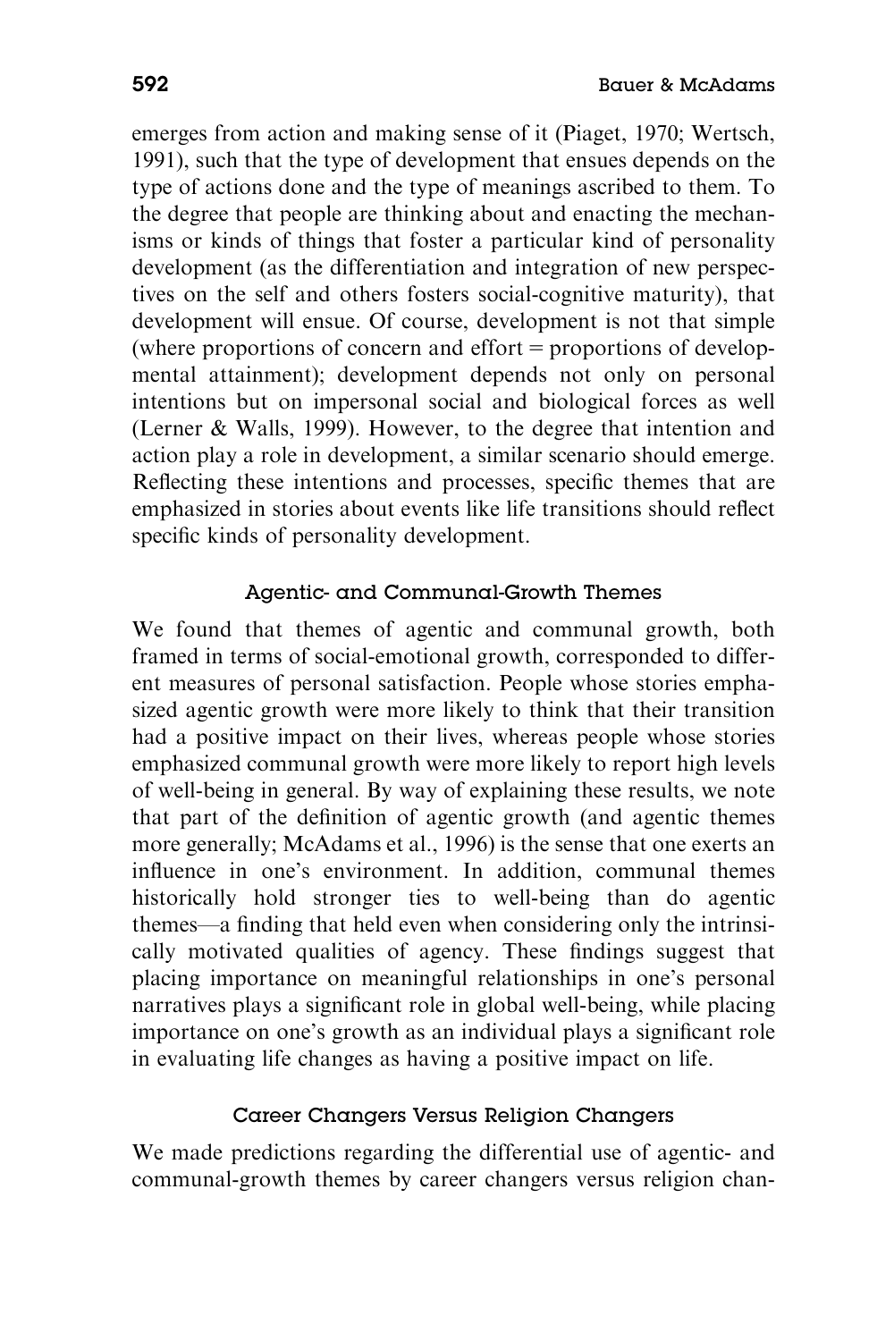emerges from action and making sense of it (Piaget, 1970; Wertsch, 1991), such that the type of development that ensues depends on the type of actions done and the type of meanings ascribed to them. To the degree that people are thinking about and enacting the mechanisms or kinds of things that foster a particular kind of personality development (as the differentiation and integration of new perspectives on the self and others fosters social-cognitive maturity), that development will ensue. Of course, development is not that simple (where proportions of concern and effort = proportions of developmental attainment); development depends not only on personal intentions but on impersonal social and biological forces as well (Lerner & Walls, 1999). However, to the degree that intention and action play a role in development, a similar scenario should emerge. Reflecting these intentions and processes, specific themes that are emphasized in stories about events like life transitions should reflect specific kinds of personality development.

### Agentic- and Communal-Growth Themes

We found that themes of agentic and communal growth, both framed in terms of social-emotional growth, corresponded to different measures of personal satisfaction. People whose stories emphasized agentic growth were more likely to think that their transition had a positive impact on their lives, whereas people whose stories emphasized communal growth were more likely to report high levels of well-being in general. By way of explaining these results, we note that part of the definition of agentic growth (and agentic themes more generally; McAdams et al., 1996) is the sense that one exerts an influence in one's environment. In addition, communal themes historically hold stronger ties to well-being than do agentic themes—a finding that held even when considering only the intrinsically motivated qualities of agency. These findings suggest that placing importance on meaningful relationships in one's personal narratives plays a significant role in global well-being, while placing importance on one's growth as an individual plays a significant role in evaluating life changes as having a positive impact on life.

### Career Changers Versus Religion Changers

We made predictions regarding the differential use of agentic- and communal-growth themes by career changers versus religion chan-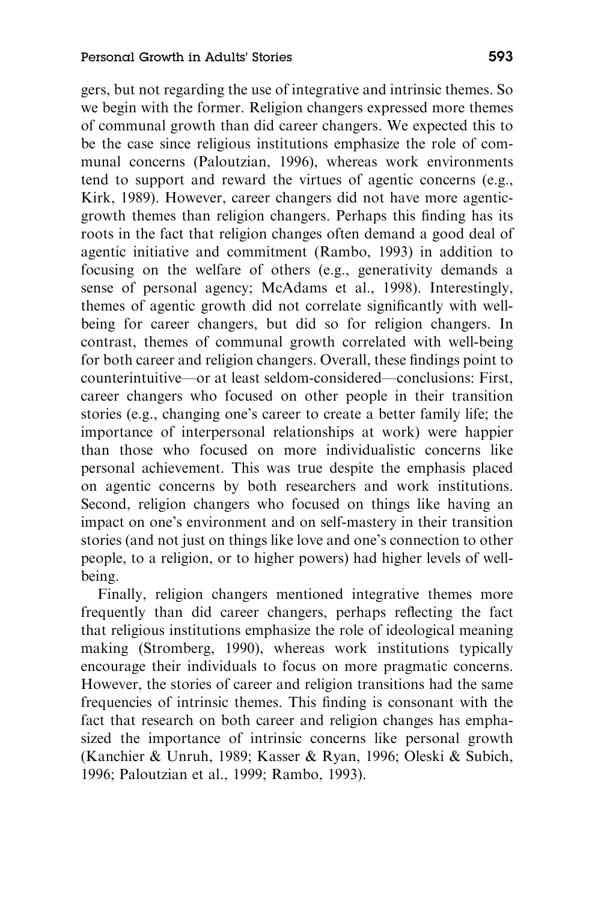gers, but not regarding the use of integrative and intrinsic themes. So we begin with the former. Religion changers expressed more themes of communal growth than did career changers. We expected this to be the case since religious institutions emphasize the role of communal concerns (Paloutzian, 1996), whereas work environments tend to support and reward the virtues of agentic concerns (e.g., Kirk, 1989). However, career changers did not have more agentic-growth themes than religion changers. Perhaps this finding has its roots in the fact that religion changes often demand a good deal of agentic initiative and commitment (Rambo, 1993) in addition to focusing on the welfare of others (e.g., generativity demands a sense of personal agency; McAdams et al., 1998). Interestingly, themes of agentic growth did not correlate significantly with well-being for career changers, but did so for religion changers. In contrast, themes of communal growth correlated with well-being for both career and religion changers. Overall, these findings point to counterintuitive—or at least seldom-considered—conclusions: First, career changers who focused on other people in their transition stories (e.g., changing one's career to create a better family life; the importance of interpersonal relationships at work) were happier than those who focused on more individualistic concerns like personal achievement. This was true despite the emphasis placed on agentic concerns by both researchers and work institutions. Second, religion changers who focused on things like having an impact on one's environment and on self-mastery in their transition stories (and not just on things like love and one's connection to other people, to a religion, or to higher powers) had higher levels of well-being.

Finally, religion changers mentioned integrative themes more frequently than did career changers, perhaps reflecting the fact that religious institutions emphasize the role of ideological meaning making (Stromberg, 1990), whereas work institutions typically encourage their individuals to focus on more pragmatic concerns. However, the stories of career and religion transitions had the same frequencies of intrinsic themes. This finding is consonant with the fact that research on both career and religion changes has emphasized the importance of intrinsic concerns like personal growth (Kanchier & Unruh, 1989; Kasser & Ryan, 1996; Oleski & Subich, 1996; Paloutzian et al., 1999; Rambo, 1993).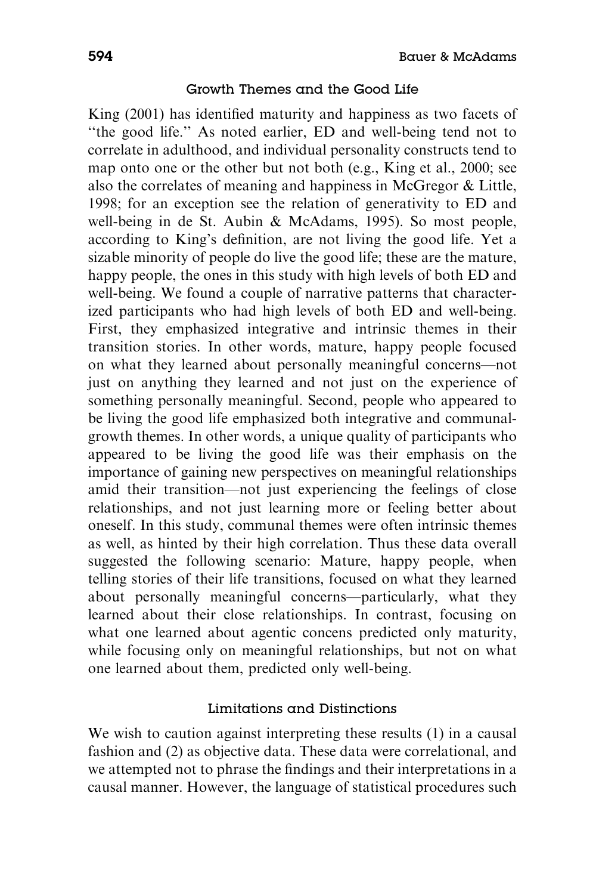### Growth Themes and the Good Life

King (2001) has identified maturity and happiness as two facets of "the good life." As noted earlier, ED and well-being tend not to correlate in adulthood, and individual personality constructs tend to map onto one or the other but not both (e.g., King et al., 2000; see also the correlates of meaning and happiness in McGregor & Little, 1998; for an exception see the relation of generativity to ED and well-being in de St. Aubin & McAdams, 1995). So most people, according to King's definition, are not living the good life. Yet a sizable minority of people do live the good life; these are the mature, happy people, the ones in this study with high levels of both ED and well-being. We found a couple of narrative patterns that characterized participants who had high levels of both ED and well-being. First, they emphasized integrative and intrinsic themes in their transition stories. In other words, mature, happy people focused on what they learned about personally meaningful concerns—not just on anything they learned and not just on the experience of something personally meaningful. Second, people who appeared to be living the good life emphasized both integrative and communal-growth themes. In other words, a unique quality of participants who appeared to be living the good life was their emphasis on the importance of gaining new perspectives on meaningful relationships amid their transition—not just experiencing the feelings of close relationships, and not just learning more or feeling better about oneself. In this study, communal themes were often intrinsic themes as well, as hinted by their high correlation. Thus these data overall suggested the following scenario: Mature, happy people, when telling stories of their life transitions, focused on what they learned about personally meaningful concerns—particularly, what they learned about their close relationships. In contrast, focusing on what one learned about agentic concens predicted only maturity, while focusing only on meaningful relationships, but not on what one learned about them, predicted only well-being.

### Limitations and Distinctions

We wish to caution against interpreting these results (1) in a causal fashion and (2) as objective data. These data were correlational, and we attempted not to phrase the findings and their interpretations in a causal manner. However, the language of statistical procedures such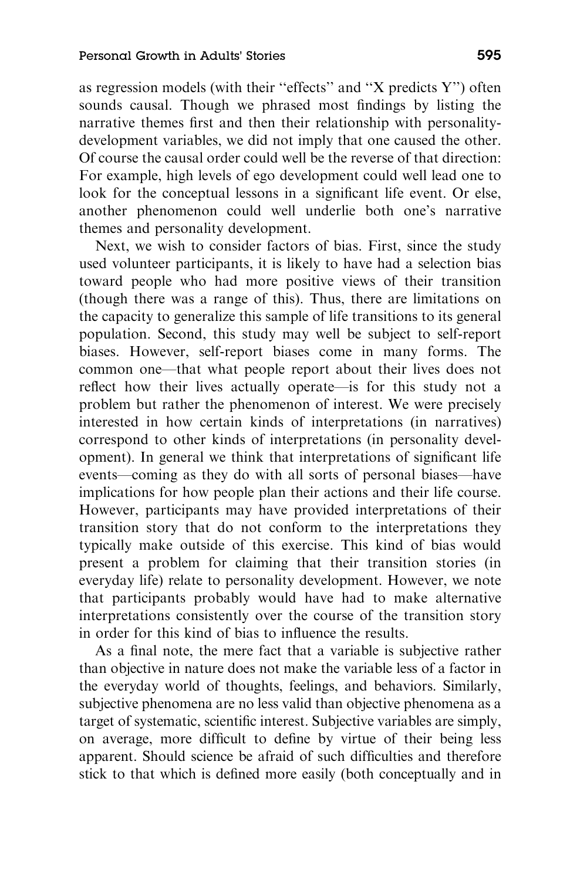as regression models (with their "effects" and "X predicts Y") often sounds causal. Though we phrased most findings by listing the narrative themes first and then their relationship with personality-development variables, we did not imply that one caused the other. Of course the causal order could well be the reverse of that direction: For example, high levels of ego development could well lead one to look for the conceptual lessons in a significant life event. Or else, another phenomenon could well underlie both one's narrative themes and personality development.

Next, we wish to consider factors of bias. First, since the study used volunteer participants, it is likely to have had a selection bias toward people who had more positive views of their transition (though there was a range of this). Thus, there are limitations on the capacity to generalize this sample of life transitions to its general population. Second, this study may well be subject to self-report biases. However, self-report biases come in many forms. The common one—that what people report about their lives does not reflect how their lives actually operate—is for this study not a problem but rather the phenomenon of interest. We were precisely interested in how certain kinds of interpretations (in narratives) correspond to other kinds of interpretations (in personality development). In general we think that interpretations of significant life events—coming as they do with all sorts of personal biases—have implications for how people plan their actions and their life course. However, participants may have provided interpretations of their transition story that do not conform to the interpretations they typically make outside of this exercise. This kind of bias would present a problem for claiming that their transition stories (in everyday life) relate to personality development. However, we note that participants probably would have had to make alternative interpretations consistently over the course of the transition story in order for this kind of bias to influence the results.

As a final note, the mere fact that a variable is subjective rather than objective in nature does not make the variable less of a factor in the everyday world of thoughts, feelings, and behaviors. Similarly, subjective phenomena are no less valid than objective phenomena as a target of systematic, scientific interest. Subjective variables are simply, on average, more difficult to define by virtue of their being less apparent. Should science be afraid of such difficulties and therefore stick to that which is defined more easily (both conceptually and in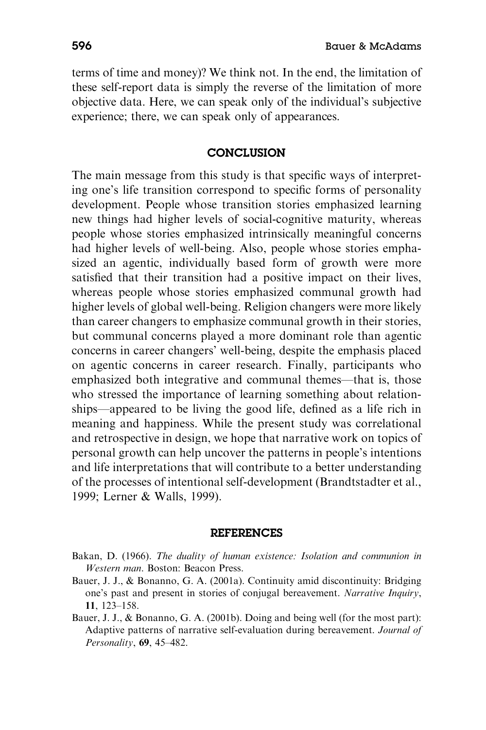terms of time and money)? We think not. In the end, the limitation of these self-report data is simply the reverse of the limitation of more objective data. Here, we can speak only of the individual's subjective experience; there, we can speak only of appearances.

## CONCLUSION

The main message from this study is that specific ways of interpreting one's life transition correspond to specific forms of personality development. People whose transition stories emphasized learning new things had higher levels of social-cognitive maturity, whereas people whose stories emphasized intrinsically meaningful concerns had higher levels of well-being. Also, people whose stories emphasized an agentic, individually based form of growth were more satisfied that their transition had a positive impact on their lives, whereas people whose stories emphasized communal growth had higher levels of global well-being. Religion changers were more likely than career changers to emphasize communal growth in their stories, but communal concerns played a more dominant role than agentic concerns in career changers' well-being, despite the emphasis placed on agentic concerns in career research. Finally, participants who emphasized both integrative and communal themes—that is, those who stressed the importance of learning something about relationships—appeared to be living the good life, defined as a life rich in meaning and happiness. While the present study was correlational and retrospective in design, we hope that narrative work on topics of personal growth can help uncover the patterns in people's intentions and life interpretations that will contribute to a better understanding of the processes of intentional self-development (Brandtstadter et al., 1999; Lerner & Walls, 1999).

## REFERENCES

Bakan, D. (1966). *The duality of human existence: Isolation and communion in Western man*. Boston: Beacon Press.

Bauer, J. J., & Bonanno, G. A. (2001a). Continuity amid discontinuity: Bridging one's past and present in stories of conjugal bereavement. *Narrative Inquiry*, **11**, 123–158.

Bauer, J. J., & Bonanno, G. A. (2001b). Doing and being well (for the most part): Adaptive patterns of narrative self-evaluation during bereavement. *Journal of Personality*, **69**, 45–482.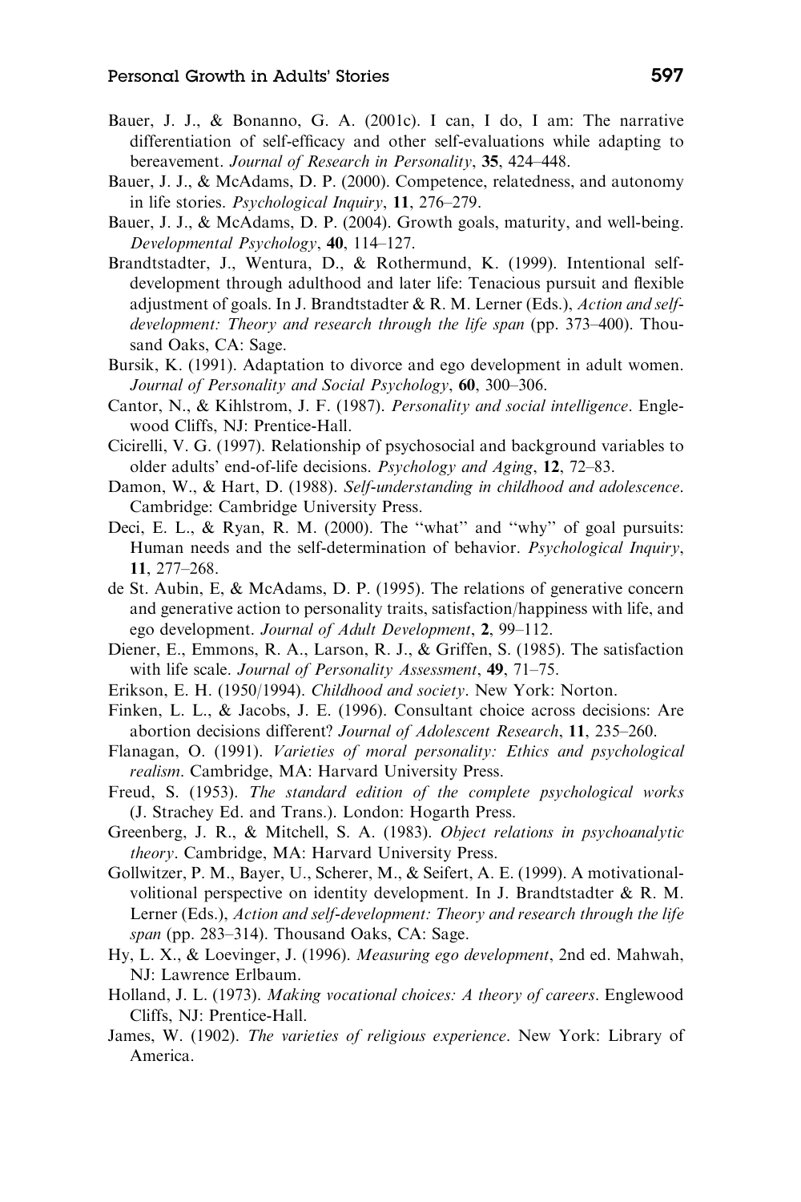Bauer, J. J., & Bonanno, G. A. (2001c). I can, I do, I am: The narrative differentiation of self-efficacy and other self-evaluations while adapting to bereavement. *Journal of Research in Personality*, **35**, 424–448.

Bauer, J. J., & McAdams, D. P. (2000). Competence, relatedness, and autonomy in life stories. *Psychological Inquiry*, **11**, 276–279.

Bauer, J. J., & McAdams, D. P. (2004). Growth goals, maturity, and well-being. *Developmental Psychology*, **40**, 114–127.

Brandtstadter, J., Wentura, D., & Rothermund, K. (1999). Intentional self-development through adulthood and later life: Tenacious pursuit and flexible adjustment of goals. In J. Brandtstadter & R. M. Lerner (Eds.), *Action and self-development: Theory and research through the life span* (pp. 373–400). Thousand Oaks, CA: Sage.

Bursik, K. (1991). Adaptation to divorce and ego development in adult women. *Journal of Personality and Social Psychology*, **60**, 300–306.

Cantor, N., & Kihlstrom, J. F. (1987). *Personality and social intelligence*. Englewood Cliffs, NJ: Prentice-Hall.

Cicirelli, V. G. (1997). Relationship of psychosocial and background variables to older adults' end-of-life decisions. *Psychology and Aging*, **12**, 72–83.

Damon, W., & Hart, D. (1988). *Self-understanding in childhood and adolescence*. Cambridge: Cambridge University Press.

Deci, E. L., & Ryan, R. M. (2000). The "what" and "why" of goal pursuits: Human needs and the self-determination of behavior. *Psychological Inquiry*, **11**, 277–268.

de St. Aubin, E, & McAdams, D. P. (1995). The relations of generative concern and generative action to personality traits, satisfaction/happiness with life, and ego development. *Journal of Adult Development*, **2**, 99–112.

Diener, E., Emmons, R. A., Larson, R. J., & Griffen, S. (1985). The satisfaction with life scale. *Journal of Personality Assessment*, **49**, 71–75.

Erikson, E. H. (1950/1994). *Childhood and society*. New York: Norton.

Finken, L. L., & Jacobs, J. E. (1996). Consultant choice across decisions: Are abortion decisions different? *Journal of Adolescent Research*, **11**, 235–260.

Flanagan, O. (1991). *Varieties of moral personality: Ethics and psychological realism*. Cambridge, MA: Harvard University Press.

Freud, S. (1953). *The standard edition of the complete psychological works* (J. Strachey Ed. and Trans.). London: Hogarth Press.

Greenberg, J. R., & Mitchell, S. A. (1983). *Object relations in psychoanalytic theory*. Cambridge, MA: Harvard University Press.

Gollwitzer, P. M., Bayer, U., Scherer, M., & Seifert, A. E. (1999). A motivational-volitional perspective on identity development. In J. Brandtstadter & R. M. Lerner (Eds.), *Action and self-development: Theory and research through the life span* (pp. 283–314). Thousand Oaks, CA: Sage.

Hy, L. X., & Loevinger, J. (1996). *Measuring ego development*, 2nd ed. Mahwah, NJ: Lawrence Erlbaum.

Holland, J. L. (1973). *Making vocational choices: A theory of careers*. Englewood Cliffs, NJ: Prentice-Hall.

James, W. (1902). *The varieties of religious experience*. New York: Library of America.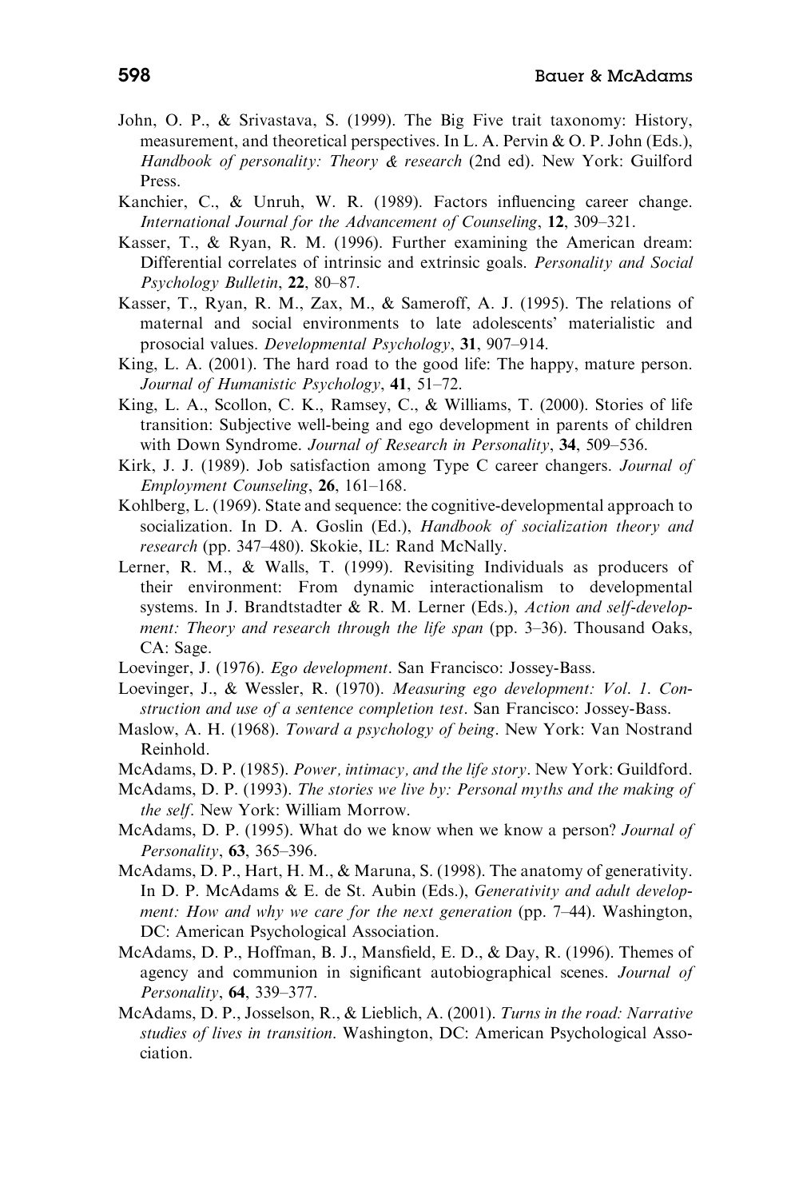John, O. P., & Srivastava, S. (1999). The Big Five trait taxonomy: History, measurement, and theoretical perspectives. In L. A. Pervin & O. P. John (Eds.), *Handbook of personality: Theory & research* (2nd ed). New York: Guilford Press.

Kanchier, C., & Unruh, W. R. (1989). Factors influencing career change. *International Journal for the Advancement of Counseling*, **12**, 309–321.

Kasser, T., & Ryan, R. M. (1996). Further examining the American dream: Differential correlates of intrinsic and extrinsic goals. *Personality and Social Psychology Bulletin*, **22**, 80–87.

Kasser, T., Ryan, R. M., Zax, M., & Sameroff, A. J. (1995). The relations of maternal and social environments to late adolescents' materialistic and prosocial values. *Developmental Psychology*, **31**, 907–914.

King, L. A. (2001). The hard road to the good life: The happy, mature person. *Journal of Humanistic Psychology*, **41**, 51–72.

King, L. A., Scollon, C. K., Ramsey, C., & Williams, T. (2000). Stories of life transition: Subjective well-being and ego development in parents of children with Down Syndrome. *Journal of Research in Personality*, **34**, 509–536.

Kirk, J. J. (1989). Job satisfaction among Type C career changers. *Journal of Employment Counseling*, **26**, 161–168.

Kohlberg, L. (1969). State and sequence: the cognitive-developmental approach to socialization. In D. A. Goslin (Ed.), *Handbook of socialization theory and research* (pp. 347–480). Skokie, IL: Rand McNally.

Lerner, R. M., & Walls, T. (1999). Revisiting Individuals as producers of their environment: From dynamic interactionalism to developmental systems. In J. Brandtstadter & R. M. Lerner (Eds.), *Action and self-development: Theory and research through the life span* (pp. 3–36). Thousand Oaks, CA: Sage.

Loevinger, J. (1976). *Ego development*. San Francisco: Jossey-Bass.

Loevinger, J., & Wessler, R. (1970). *Measuring ego development: Vol. 1. Construction and use of a sentence completion test*. San Francisco: Jossey-Bass.

Maslow, A. H. (1968). *Toward a psychology of being*. New York: Van Nostrand Reinhold.

McAdams, D. P. (1985). *Power, intimacy, and the life story*. New York: Guildford.

McAdams, D. P. (1993). *The stories we live by: Personal myths and the making of the self*. New York: William Morrow.

McAdams, D. P. (1995). What do we know when we know a person? *Journal of Personality*, **63**, 365–396.

McAdams, D. P., Hart, H. M., & Maruna, S. (1998). The anatomy of generativity. In D. P. McAdams & E. de St. Aubin (Eds.), *Generativity and adult development: How and why we care for the next generation* (pp. 7–44). Washington, DC: American Psychological Association.

McAdams, D. P., Hoffman, B. J., Mansfield, E. D., & Day, R. (1996). Themes of agency and communion in significant autobiographical scenes. *Journal of Personality*, **64**, 339–377.

McAdams, D. P., Josselson, R., & Lieblich, A. (2001). *Turns in the road: Narrative studies of lives in transition*. Washington, DC: American Psychological Association.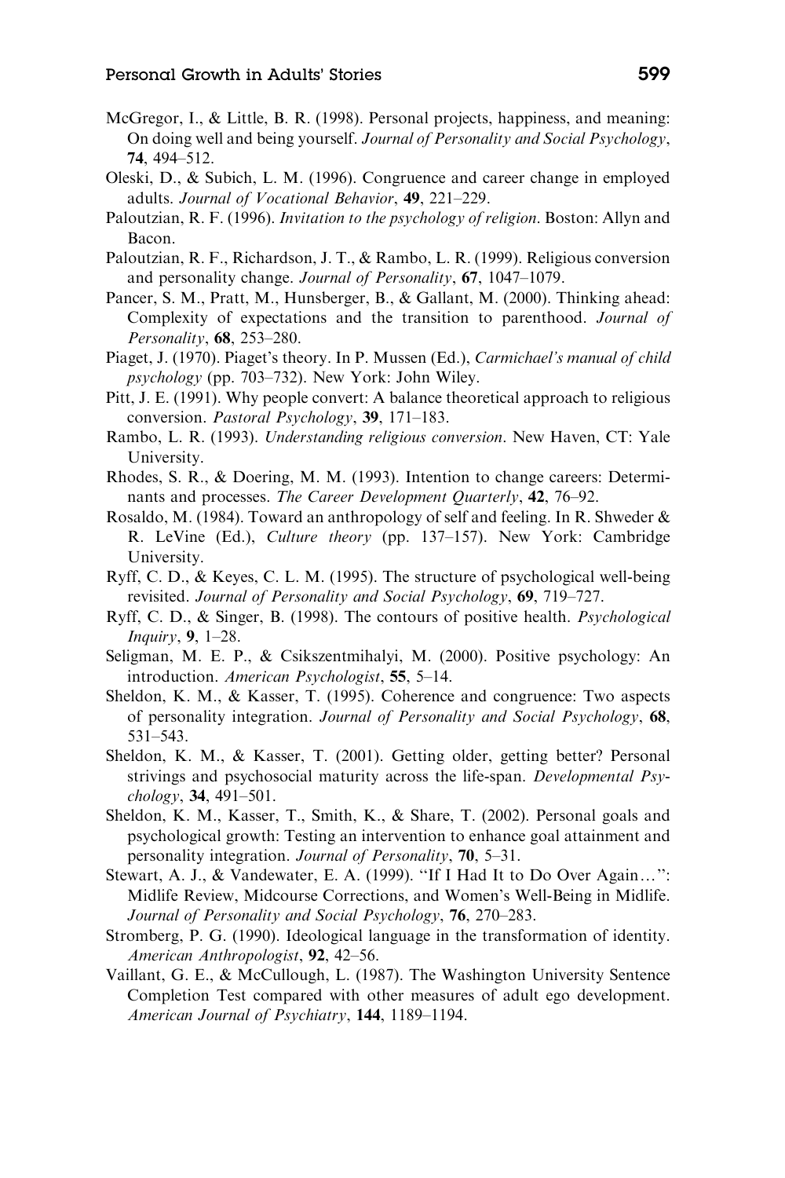McGregor, I., & Little, B. R. (1998). Personal projects, happiness, and meaning: On doing well and being yourself. *Journal of Personality and Social Psychology*, **74**, 494–512.

Oleski, D., & Subich, L. M. (1996). Congruence and career change in employed adults. *Journal of Vocational Behavior*, **49**, 221–229.

Paloutzian, R. F. (1996). *Invitation to the psychology of religion*. Boston: Allyn and Bacon.

Paloutzian, R. F., Richardson, J. T., & Rambo, L. R. (1999). Religious conversion and personality change. *Journal of Personality*, **67**, 1047–1079.

Pancer, S. M., Pratt, M., Hunsberger, B., & Gallant, M. (2000). Thinking ahead: Complexity of expectations and the transition to parenthood. *Journal of Personality*, **68**, 253–280.

Piaget, J. (1970). Piaget's theory. In P. Mussen (Ed.), *Carmichael's manual of child psychology* (pp. 703–732). New York: John Wiley.

Pitt, J. E. (1991). Why people convert: A balance theoretical approach to religious conversion. *Pastoral Psychology*, **39**, 171–183.

Rambo, L. R. (1993). *Understanding religious conversion*. New Haven, CT: Yale University.

Rhodes, S. R., & Doering, M. M. (1993). Intention to change careers: Determinants and processes. *The Career Development Quarterly*, **42**, 76–92.

Rosaldo, M. (1984). Toward an anthropology of self and feeling. In R. Shweder & R. LeVine (Ed.), *Culture theory* (pp. 137–157). New York: Cambridge University.

Ryff, C. D., & Keyes, C. L. M. (1995). The structure of psychological well-being revisited. *Journal of Personality and Social Psychology*, **69**, 719–727.

Ryff, C. D., & Singer, B. (1998). The contours of positive health. *Psychological Inquiry*, **9**, 1–28.

Seligman, M. E. P., & Csikszentmihalyi, M. (2000). Positive psychology: An introduction. *American Psychologist*, **55**, 5–14.

Sheldon, K. M., & Kasser, T. (1995). Coherence and congruence: Two aspects of personality integration. *Journal of Personality and Social Psychology*, **68**, 531–543.

Sheldon, K. M., & Kasser, T. (2001). Getting older, getting better? Personal strivings and psychosocial maturity across the life-span. *Developmental Psychology*, **34**, 491–501.

Sheldon, K. M., Kasser, T., Smith, K., & Share, T. (2002). Personal goals and psychological growth: Testing an intervention to enhance goal attainment and personality integration. *Journal of Personality*, **70**, 5–31.

Stewart, A. J., & Vandewater, E. A. (1999). "If I Had It to Do Over Again…": Midlife Review, Midcourse Corrections, and Women's Well-Being in Midlife. *Journal of Personality and Social Psychology*, **76**, 270–283.

Stromberg, P. G. (1990). Ideological language in the transformation of identity. *American Anthropologist*, **92**, 42–56.

Vaillant, G. E., & McCullough, L. (1987). The Washington University Sentence Completion Test compared with other measures of adult ego development. *American Journal of Psychiatry*, **144**, 1189–1194.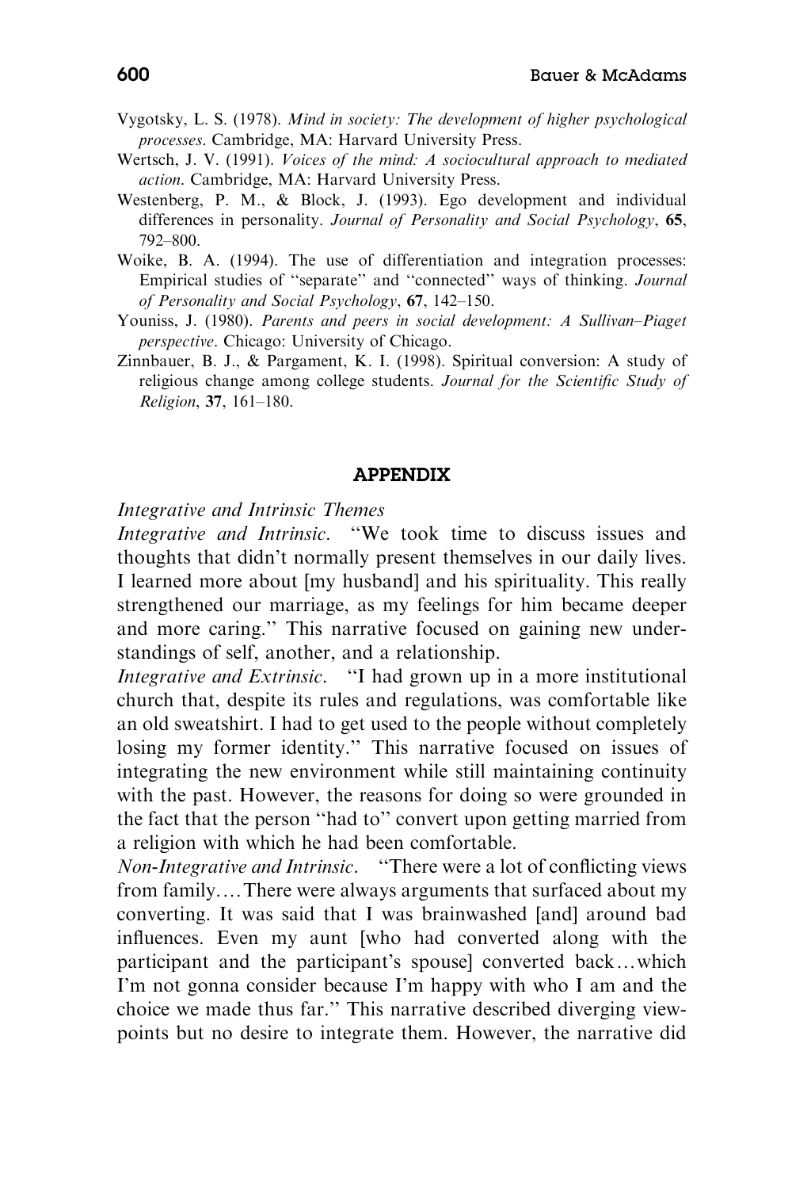Vygotsky, L. S. (1978). *Mind in society: The development of higher psychological processes*. Cambridge, MA: Harvard University Press.

Wertsch, J. V. (1991). *Voices of the mind: A sociocultural approach to mediated action*. Cambridge, MA: Harvard University Press.

Westenberg, P. M., & Block, J. (1993). Ego development and individual differences in personality. *Journal of Personality and Social Psychology*, **65**, 792–800.

Woike, B. A. (1994). The use of differentiation and integration processes: Empirical studies of ''separate'' and ''connected'' ways of thinking. *Journal of Personality and Social Psychology*, **67**, 142–150.

Youniss, J. (1980). *Parents and peers in social development: A Sullivan–Piaget perspective*. Chicago: University of Chicago.

Zinnbauer, B. J., & Pargament, K. I. (1998). Spiritual conversion: A study of religious change among college students. *Journal for the Scientific Study of Religion*, **37**, 161–180.

## APPENDIX

*Integrative and Intrinsic Themes*

*Integrative and Intrinsic*. ''We took time to discuss issues and thoughts that didn't normally present themselves in our daily lives. I learned more about [my husband] and his spirituality. This really strengthened our marriage, as my feelings for him became deeper and more caring.'' This narrative focused on gaining new understandings of self, another, and a relationship.

*Integrative and Extrinsic*. ''I had grown up in a more institutional church that, despite its rules and regulations, was comfortable like an old sweatshirt. I had to get used to the people without completely losing my former identity.'' This narrative focused on issues of integrating the new environment while still maintaining continuity with the past. However, the reasons for doing so were grounded in the fact that the person ''had to'' convert upon getting married from a religion with which he had been comfortable.

*Non-Integrative and Intrinsic*. ''There were a lot of conflicting views from family.... There were always arguments that surfaced about my converting. It was said that I was brainwashed [and] around bad influences. Even my aunt [who had converted along with the participant and the participant's spouse] converted back...which I'm not gonna consider because I'm happy with who I am and the choice we made thus far.'' This narrative described diverging viewpoints but no desire to integrate them. However, the narrative did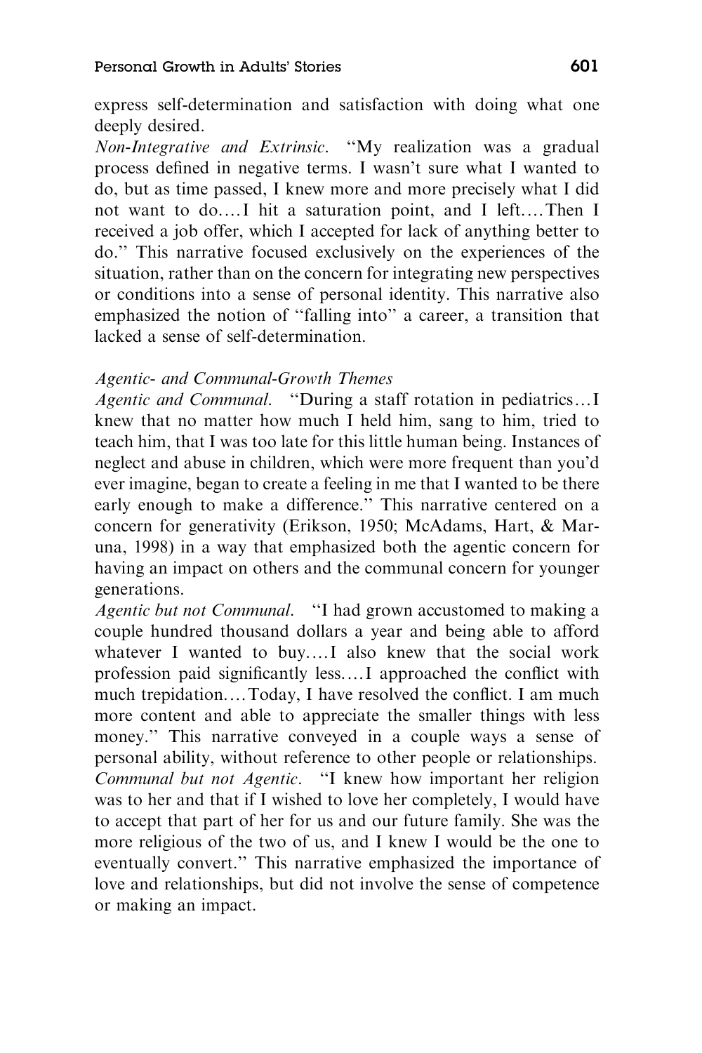express self-determination and satisfaction with doing what one deeply desired.

*Non-Integrative and Extrinsic*. "My realization was a gradual process defined in negative terms. I wasn't sure what I wanted to do, but as time passed, I knew more and more precisely what I did not want to do.... I hit a saturation point, and I left.... Then I received a job offer, which I accepted for lack of anything better to do." This narrative focused exclusively on the experiences of the situation, rather than on the concern for integrating new perspectives or conditions into a sense of personal identity. This narrative also emphasized the notion of "falling into" a career, a transition that lacked a sense of self-determination.

*Agentic- and Communal-Growth Themes*

*Agentic and Communal*. "During a staff rotation in pediatrics... I knew that no matter how much I held him, sang to him, tried to teach him, that I was too late for this little human being. Instances of neglect and abuse in children, which were more frequent than you'd ever imagine, began to create a feeling in me that I wanted to be there early enough to make a difference." This narrative centered on a concern for generativity (Erikson, 1950; McAdams, Hart, & Maruna, 1998) in a way that emphasized both the agentic concern for having an impact on others and the communal concern for younger generations.

*Agentic but not Communal*. "I had grown accustomed to making a couple hundred thousand dollars a year and being able to afford whatever I wanted to buy.... I also knew that the social work profession paid significantly less.... I approached the conflict with much trepidation.... Today, I have resolved the conflict. I am much more content and able to appreciate the smaller things with less money." This narrative conveyed in a couple ways a sense of personal ability, without reference to other people or relationships.

*Communal but not Agentic*. "I knew how important her religion was to her and that if I wished to love her completely, I would have to accept that part of her for us and our future family. She was the more religious of the two of us, and I knew I would be the one to eventually convert." This narrative emphasized the importance of love and relationships, but did not involve the sense of competence or making an impact.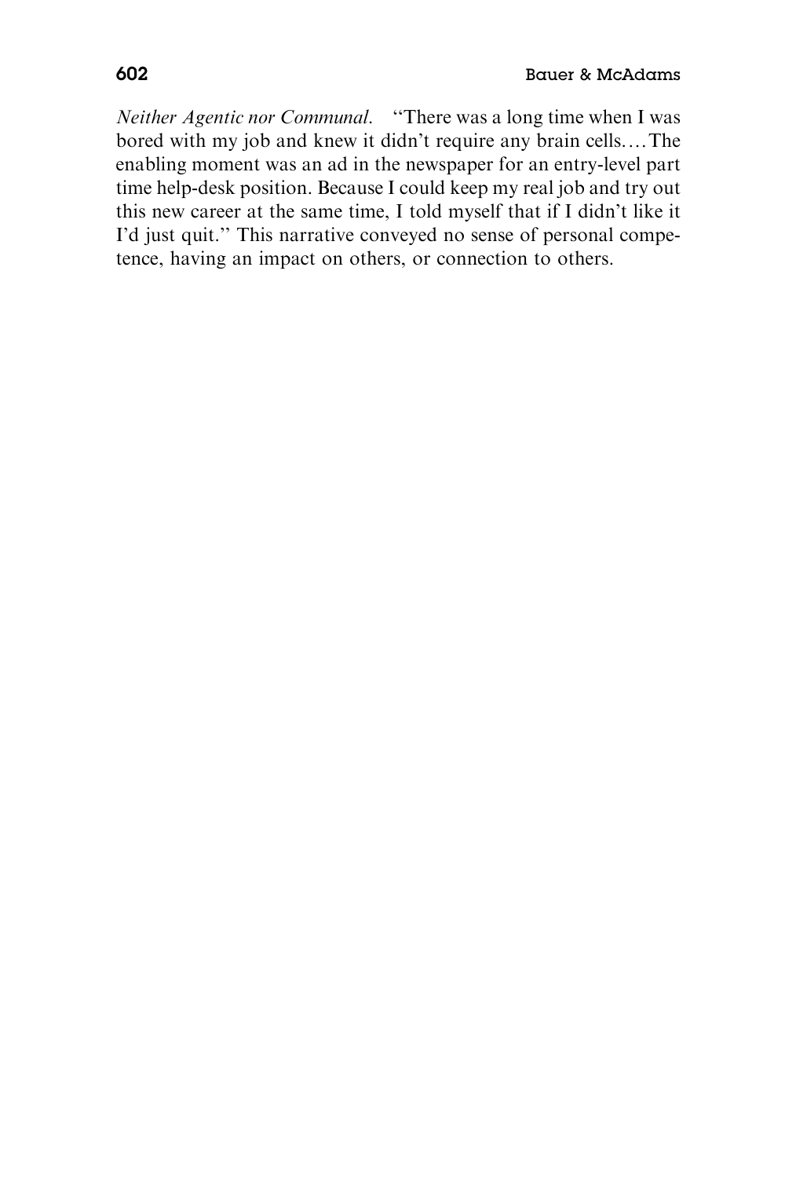*Neither Agentic nor Communal.* "There was a long time when I was bored with my job and knew it didn't require any brain cells.... The enabling moment was an ad in the newspaper for an entry-level part time help-desk position. Because I could keep my real job and try out this new career at the same time, I told myself that if I didn't like it I'd just quit." This narrative conveyed no sense of personal competence, having an impact on others, or connection to others.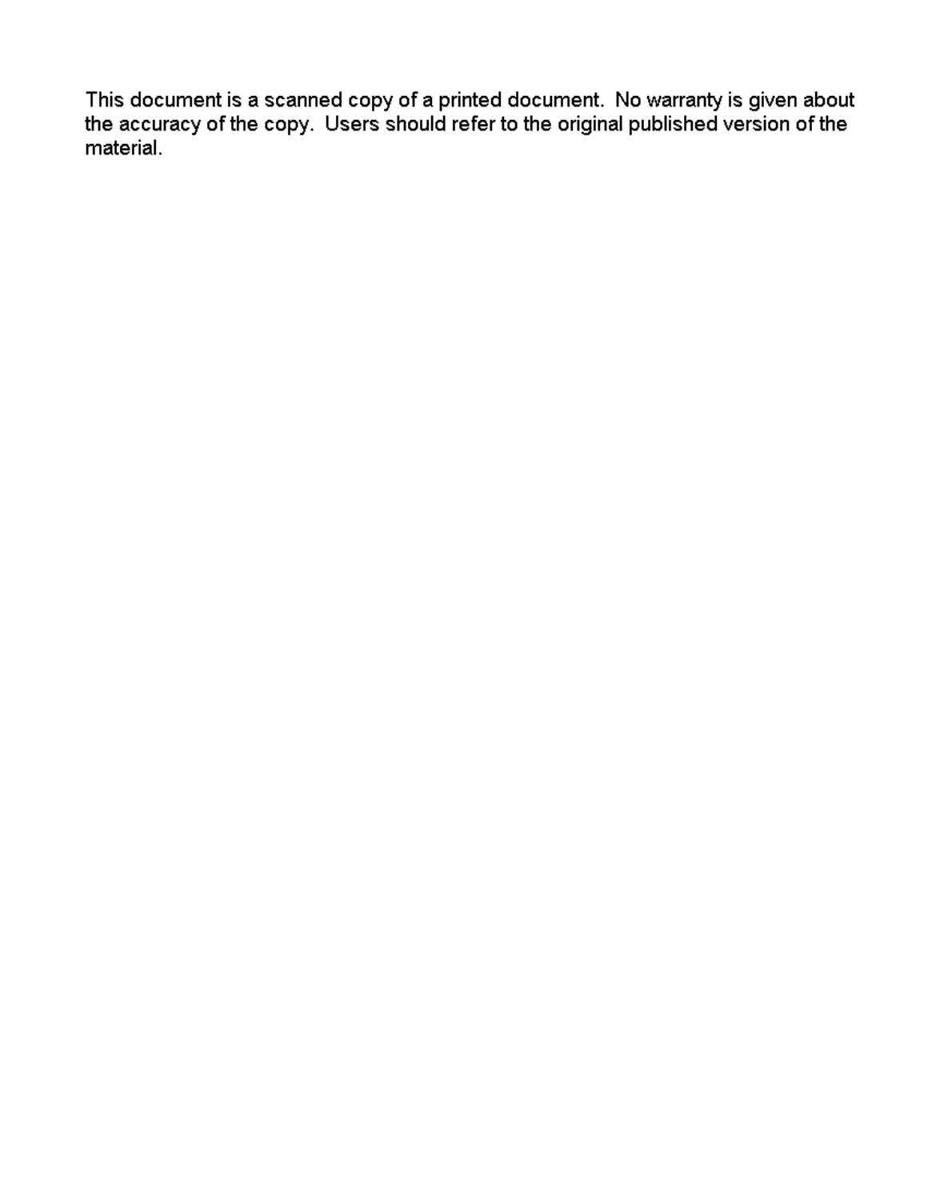This document is a scanned copy of a printed document. No warranty is given about the accuracy of the copy. Users should refer to the original published version of the material.